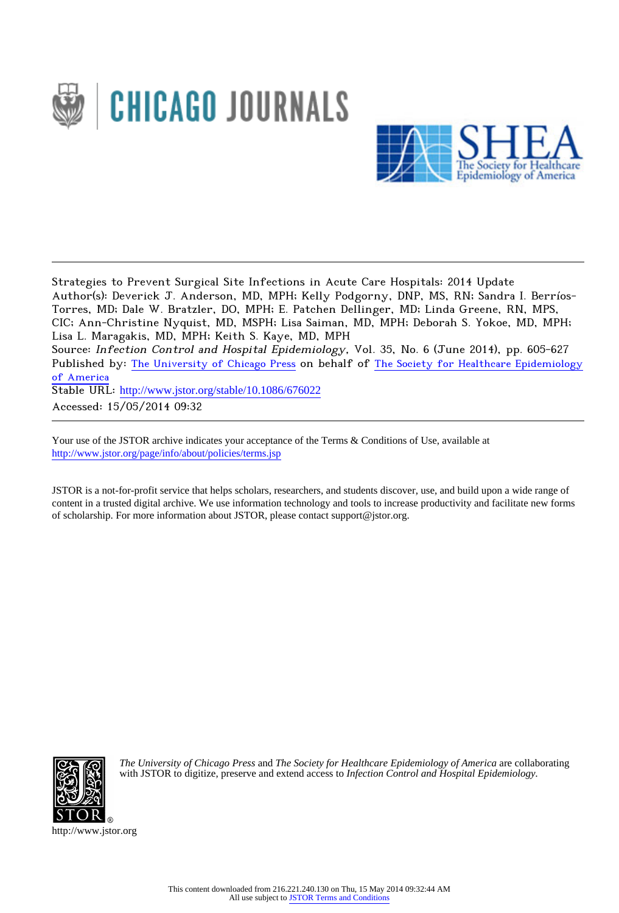Strategies to Prevent Surgical Site Infections in Acute Care Hospitals: 2014 Update

Author(s): Deverick J. Anderson, MD, MPH; Kelly Podgorny, DNP, MS, RN; Sandra I. Berríos-Torres, MD; Dale W. Bratzler, DO, MPH; E. Patchen Dellinger, MD; Linda Greene, RN, MPS, CIC; Ann-Christine Nyquist, MD, MSPH; Lisa Saiman, MD, MPH; Deborah S. Yokoe, MD, MPH; Lisa L. Maragakis, MD, MPH; Keith S. Kaye, MD, MPH

Source: *Infection Control and Hospital Epidemiology*, Vol. 35, No. 6 (June 2014), pp. 605-627

Published by: The University of Chicago Press on behalf of The Society for Healthcare Epidemiology of America

Stable URL: http://www.jstor.org/stable/10.1086/676022

Accessed: 15/05/2014 09:32

Your use of the JSTOR archive indicates your acceptance of the Terms & Conditions of Use, available at http://www.jstor.org/page/info/about/policies/terms.jsp

JSTOR is a not-for-profit service that helps scholars, researchers, and students discover, use, and build upon a wide range of content in a trusted digital archive. We use information technology and tools to increase productivity and facilitate new forms of scholarship. For more information about JSTOR, please contact support@jstor.org.

*The University of Chicago Press* and *The Society for Healthcare Epidemiology of America* are collaborating with JSTOR to digitize, preserve and extend access to *Infection Control and Hospital Epidemiology.*

http://www.jstor.org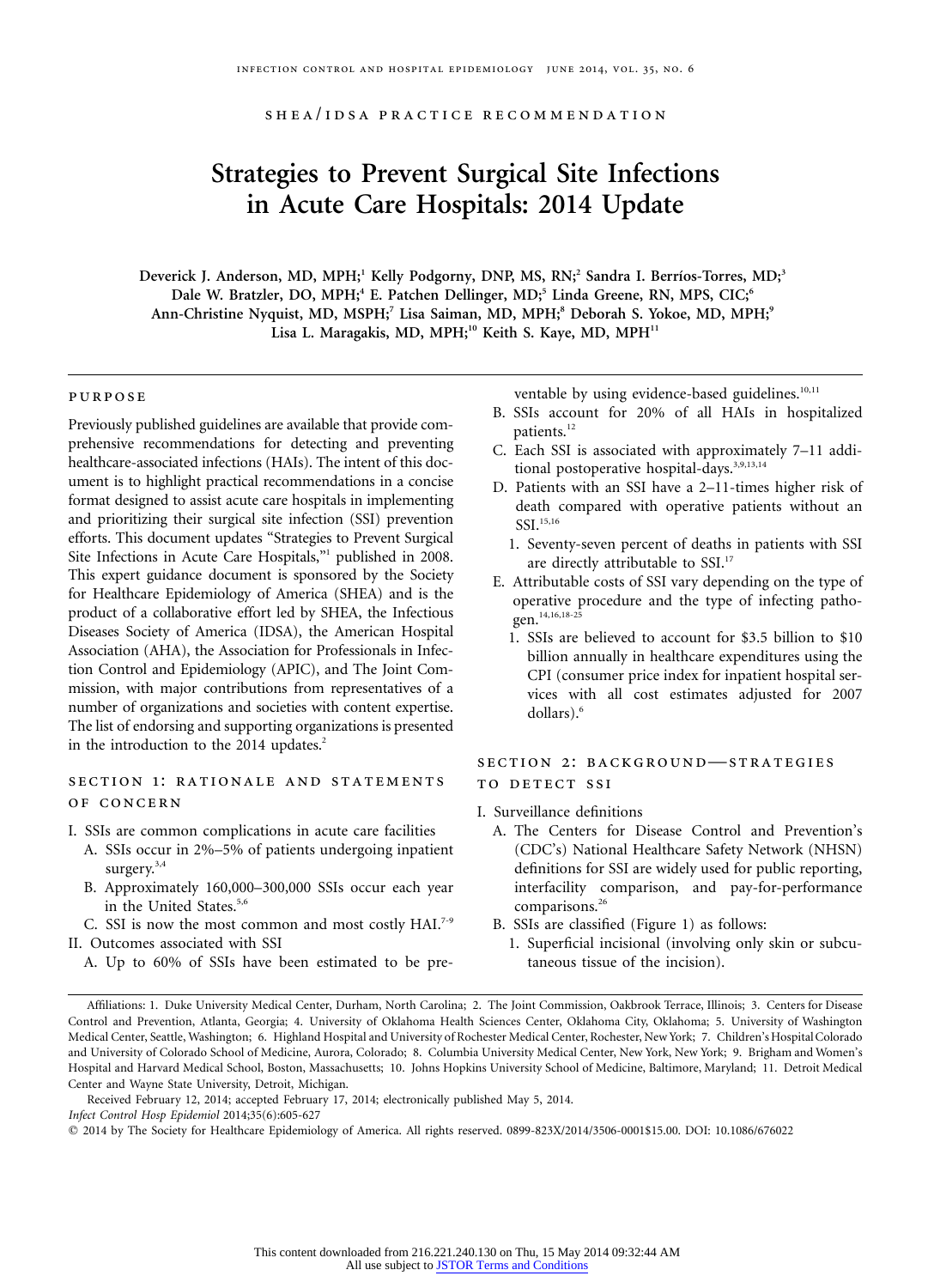## SHEA/IDSA PRACTICE RECOMMENDATION

# Strategies to Prevent Surgical Site Infections in Acute Care Hospitals: 2014 Update

**Deverick J. Anderson, MD, MPH;[1] Kelly Podgorny, DNP, MS, RN;[2] Sandra I. Berríos-Torres, MD;[3] Dale W. Bratzler, DO, MPH;[4] E. Patchen Dellinger, MD;[5] Linda Greene, RN, MPS, CIC;[6] Ann-Christine Nyquist, MD, MSPH;[7] Lisa Saiman, MD, MPH;[8] Deborah S. Yokoe, MD, MPH;[9] Lisa L. Maragakis, MD, MPH;[10] Keith S. Kaye, MD, MPH[11]**

## PURPOSE

Previously published guidelines are available that provide comprehensive recommendations for detecting and preventing healthcare-associated infections (HAIs). The intent of this document is to highlight practical recommendations in a concise format designed to assist acute care hospitals in implementing and prioritizing their surgical site infection (SSI) prevention efforts. This document updates "Strategies to Prevent Surgical Site Infections in Acute Care Hospitals,"[1] published in 2008. This expert guidance document is sponsored by the Society for Healthcare Epidemiology of America (SHEA) and is the product of a collaborative effort led by SHEA, the Infectious Diseases Society of America (IDSA), the American Hospital Association (AHA), the Association for Professionals in Infection Control and Epidemiology (APIC), and The Joint Commission, with major contributions from representatives of a number of organizations and societies with content expertise. The list of endorsing and supporting organizations is presented in the introduction to the 2014 updates.[2]

## SECTION 1: RATIONALE AND STATEMENTS OF CONCERN

I. SSIs are common complications in acute care facilities
   A. SSIs occur in 2%–5% of patients undergoing inpatient surgery.[3,4]
   B. Approximately 160,000–300,000 SSIs occur each year in the United States.[5,6]
   C. SSI is now the most common and most costly HAI.[7-9]

II. Outcomes associated with SSI
   A. Up to 60% of SSIs have been estimated to be preventable by using evidence-based guidelines.[10,11]
   B. SSIs account for 20% of all HAIs in hospitalized patients.[12]
   C. Each SSI is associated with approximately 7–11 additional postoperative hospital-days.[3,9,13,14]
   D. Patients with an SSI have a 2–11-times higher risk of death compared with operative patients without an SSI.[15,16]
      1. Seventy-seven percent of deaths in patients with SSI are directly attributable to SSI.[17]
   E. Attributable costs of SSI vary depending on the type of operative procedure and the type of infecting pathogen.[14,16,18-25]
      1. SSIs are believed to account for $3.5 billion to $10 billion annually in healthcare expenditures using the CPI (consumer price index for inpatient hospital services with all cost estimates adjusted for 2007 dollars).[6]

## SECTION 2: BACKGROUND—STRATEGIES TO DETECT SSI

I. Surveillance definitions
   A. The Centers for Disease Control and Prevention's (CDC's) National Healthcare Safety Network (NHSN) definitions for SSI are widely used for public reporting, interfacility comparison, and pay-for-performance comparisons.[26]
   B. SSIs are classified (Figure 1) as follows:
      1. Superficial incisional (involving only skin or subcutaneous tissue of the incision).

---

Affiliations: 1. Duke University Medical Center, Durham, North Carolina; 2. The Joint Commission, Oakbrook Terrace, Illinois; 3. Centers for Disease Control and Prevention, Atlanta, Georgia; 4. University of Oklahoma Health Sciences Center, Oklahoma City, Oklahoma; 5. University of Washington Medical Center, Seattle, Washington; 6. Highland Hospital and University of Rochester Medical Center, Rochester, New York; 7. Children's Hospital Colorado and University of Colorado School of Medicine, Aurora, Colorado; 8. Columbia University Medical Center, New York, New York; 9. Brigham and Women's Hospital and Harvard Medical School, Boston, Massachusetts; 10. Johns Hopkins University School of Medicine, Baltimore, Maryland; 11. Detroit Medical Center and Wayne State University, Detroit, Michigan.

Received February 12, 2014; accepted February 17, 2014; electronically published May 5, 2014.

*Infect Control Hosp Epidemiol* 2014;35(6):605-627

© 2014 by The Society for Healthcare Epidemiology of America. All rights reserved. 0899-823X/2014/3506-0001$15.00. DOI: 10.1086/676022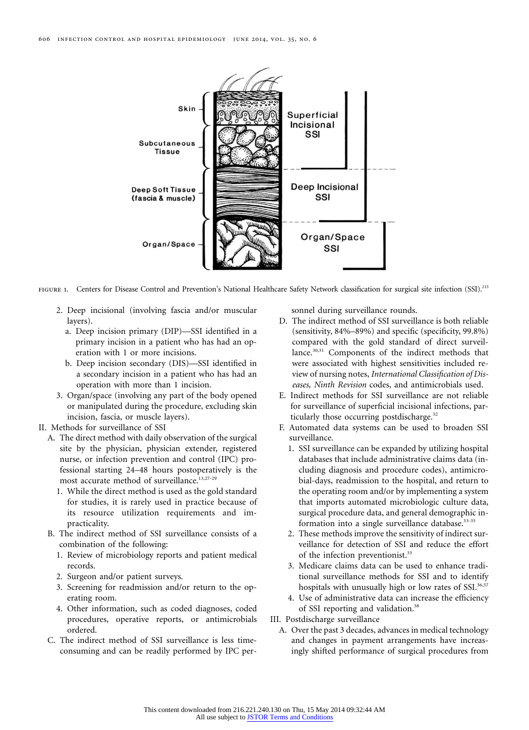FIGURE 1. Centers for Disease Control and Prevention's National Healthcare Safety Network classification for surgical site infection (SSI).[215]

2. Deep incisional (involving fascia and/or muscular layers).
   a. Deep incision primary (DIP)—SSI identified in a primary incision in a patient who has had an operation with 1 or more incisions.
   b. Deep incision secondary (DIS)—SSI identified in a secondary incision in a patient who has had an operation with more than 1 incision.
3. Organ/space (involving any part of the body opened or manipulated during the procedure, excluding skin incision, fascia, or muscle layers).

II. Methods for surveillance of SSI
   A. The direct method with daily observation of the surgical site by the physician, physician extender, registered nurse, or infection prevention and control (IPC) professional starting 24–48 hours postoperatively is the most accurate method of surveillance.[13,27-29]
      1. While the direct method is used as the gold standard for studies, it is rarely used in practice because of its resource utilization requirements and impracticality.
   B. The indirect method of SSI surveillance consists of a combination of the following:
      1. Review of microbiology reports and patient medical records.
      2. Surgeon and/or patient surveys.
      3. Screening for readmission and/or return to the operating room.
      4. Other information, such as coded diagnoses, coded procedures, operative reports, or antimicrobials ordered.
   C. The indirect method of SSI surveillance is less time-consuming and can be readily performed by IPC personnel during surveillance rounds.
   D. The indirect method of SSI surveillance is both reliable (sensitivity, 84%–89%) and specific (specificity, 99.8%) compared with the gold standard of direct surveillance.[30,31] Components of the indirect methods that were associated with highest sensitivities included review of nursing notes, *International Classification of Diseases, Ninth Revision* codes, and antimicrobials used.
   E. Indirect methods for SSI surveillance are not reliable for surveillance of superficial incisional infections, particularly those occurring postdischarge.[32]
   F. Automated data systems can be used to broaden SSI surveillance.
      1. SSI surveillance can be expanded by utilizing hospital databases that include administrative claims data (including diagnosis and procedure codes), antimicrobial-days, readmission to the hospital, and return to the operating room and/or by implementing a system that imports automated microbiologic culture data, surgical procedure data, and general demographic information into a single surveillance database.[33-35]
      2. These methods improve the sensitivity of indirect surveillance for detection of SSI and reduce the effort of the infection preventionist.[33]
      3. Medicare claims data can be used to enhance traditional surveillance methods for SSI and to identify hospitals with unusually high or low rates of SSI.[36,37]
      4. Use of administrative data can increase the efficiency of SSI reporting and validation.[38]

III. Postdischarge surveillance
   A. Over the past 3 decades, advances in medical technology and changes in payment arrangements have increasingly shifted performance of surgical procedures from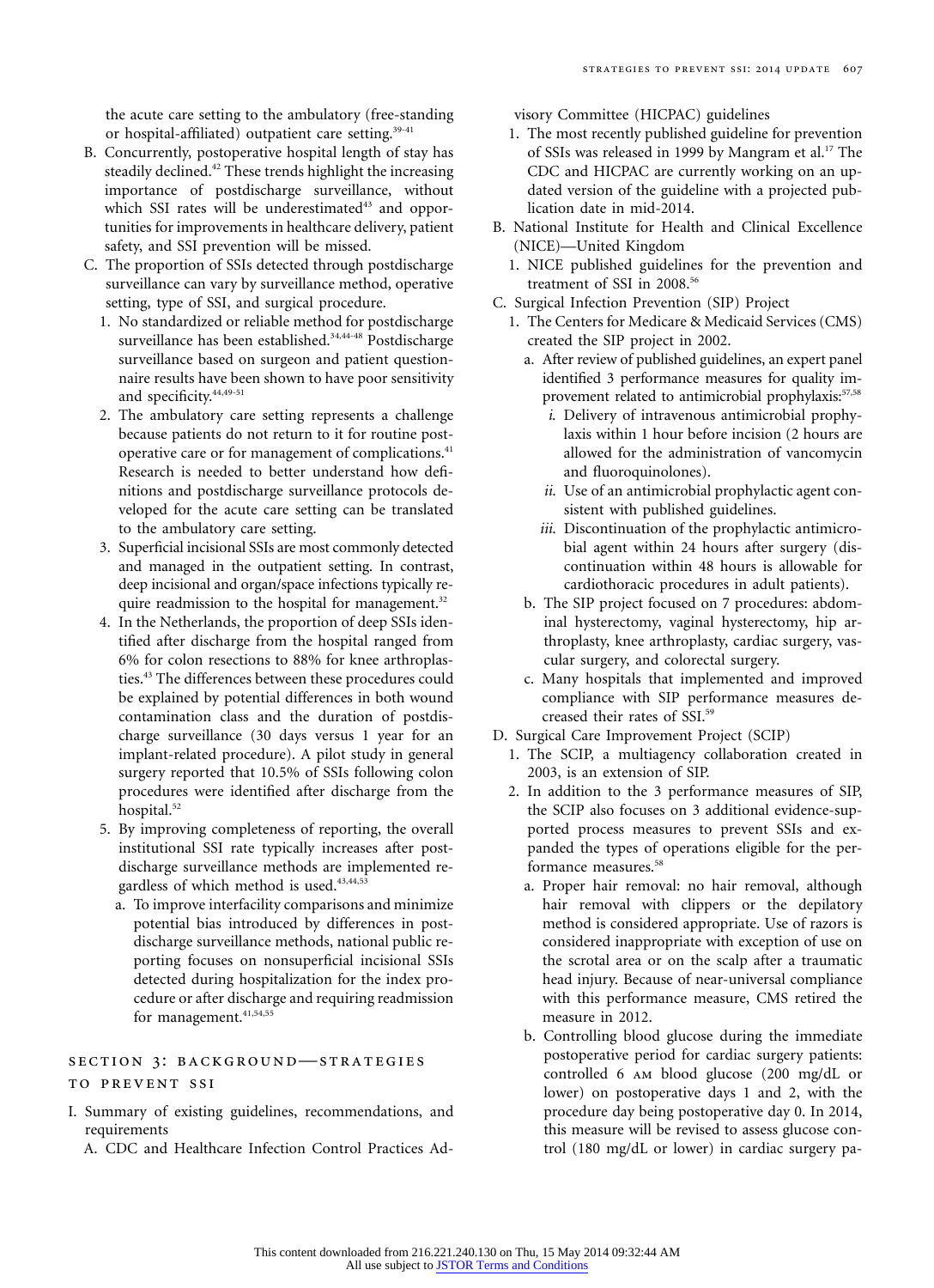the acute care setting to the ambulatory (free-standing or hospital-affiliated) outpatient care setting.[39-41]

B. Concurrently, postoperative hospital length of stay has steadily declined.[42] These trends highlight the increasing importance of postdischarge surveillance, without which SSI rates will be underestimated[43] and opportunities for improvements in healthcare delivery, patient safety, and SSI prevention will be missed.

C. The proportion of SSIs detected through postdischarge surveillance can vary by surveillance method, operative setting, type of SSI, and surgical procedure.

1. No standardized or reliable method for postdischarge surveillance has been established.[34,44-48] Postdischarge surveillance based on surgeon and patient questionnaire results have been shown to have poor sensitivity and specificity.[44,49-51]
2. The ambulatory care setting represents a challenge because patients do not return to it for routine postoperative care or for management of complications.[41] Research is needed to better understand how definitions and postdischarge surveillance protocols developed for the acute care setting can be translated to the ambulatory care setting.
3. Superficial incisional SSIs are most commonly detected and managed in the outpatient setting. In contrast, deep incisional and organ/space infections typically require readmission to the hospital for management.[32]
4. In the Netherlands, the proportion of deep SSIs identified after discharge from the hospital ranged from 6% for colon resections to 88% for knee arthroplasties.[43] The differences between these procedures could be explained by potential differences in both wound contamination class and the duration of postdischarge surveillance (30 days versus 1 year for an implant-related procedure). A pilot study in general surgery reported that 10.5% of SSIs following colon procedures were identified after discharge from the hospital.[52]
5. By improving completeness of reporting, the overall institutional SSI rate typically increases after postdischarge surveillance methods are implemented regardless of which method is used.[43,44,53]
   a. To improve interfacility comparisons and minimize potential bias introduced by differences in postdischarge surveillance methods, national public reporting focuses on nonsuperficial incisional SSIs detected during hospitalization for the index procedure or after discharge and requiring readmission for management.[41,54,55]

## SECTION 3: BACKGROUND—STRATEGIES TO PREVENT SSI

I. Summary of existing guidelines, recommendations, and requirements

A. CDC and Healthcare Infection Control Practices Advisory Committee (HICPAC) guidelines

1. The most recently published guideline for prevention of SSIs was released in 1999 by Mangram et al.[17] The CDC and HICPAC are currently working on an updated version of the guideline with a projected publication date in mid-2014.

B. National Institute for Health and Clinical Excellence (NICE)—United Kingdom

1. NICE published guidelines for the prevention and treatment of SSI in 2008.[56]

C. Surgical Infection Prevention (SIP) Project

1. The Centers for Medicare & Medicaid Services (CMS) created the SIP project in 2002.
   a. After review of published guidelines, an expert panel identified 3 performance measures for quality improvement related to antimicrobial prophylaxis:[57,58]
      *i.* Delivery of intravenous antimicrobial prophylaxis within 1 hour before incision (2 hours are allowed for the administration of vancomycin and fluoroquinolones).
      *ii.* Use of an antimicrobial prophylactic agent consistent with published guidelines.
      *iii.* Discontinuation of the prophylactic antimicrobial agent within 24 hours after surgery (discontinuation within 48 hours is allowable for cardiothoracic procedures in adult patients).
   b. The SIP project focused on 7 procedures: abdominal hysterectomy, vaginal hysterectomy, hip arthroplasty, knee arthroplasty, cardiac surgery, vascular surgery, and colorectal surgery.
   c. Many hospitals that implemented and improved compliance with SIP performance measures decreased their rates of SSI.[59]

D. Surgical Care Improvement Project (SCIP)

1. The SCIP, a multiagency collaboration created in 2003, is an extension of SIP.
2. In addition to the 3 performance measures of SIP, the SCIP also focuses on 3 additional evidence-supported process measures to prevent SSIs and expanded the types of operations eligible for the performance measures.[58]
   a. Proper hair removal: no hair removal, although hair removal with clippers or the depilatory method is considered appropriate. Use of razors is considered inappropriate with exception of use on the scrotal area or on the scalp after a traumatic head injury. Because of near-universal compliance with this performance measure, CMS retired the measure in 2012.
   b. Controlling blood glucose during the immediate postoperative period for cardiac surgery patients: controlled 6 AM blood glucose (200 mg/dL or lower) on postoperative days 1 and 2, with the procedure day being postoperative day 0. In 2014, this measure will be revised to assess glucose control (180 mg/dL or lower) in cardiac surgery pa-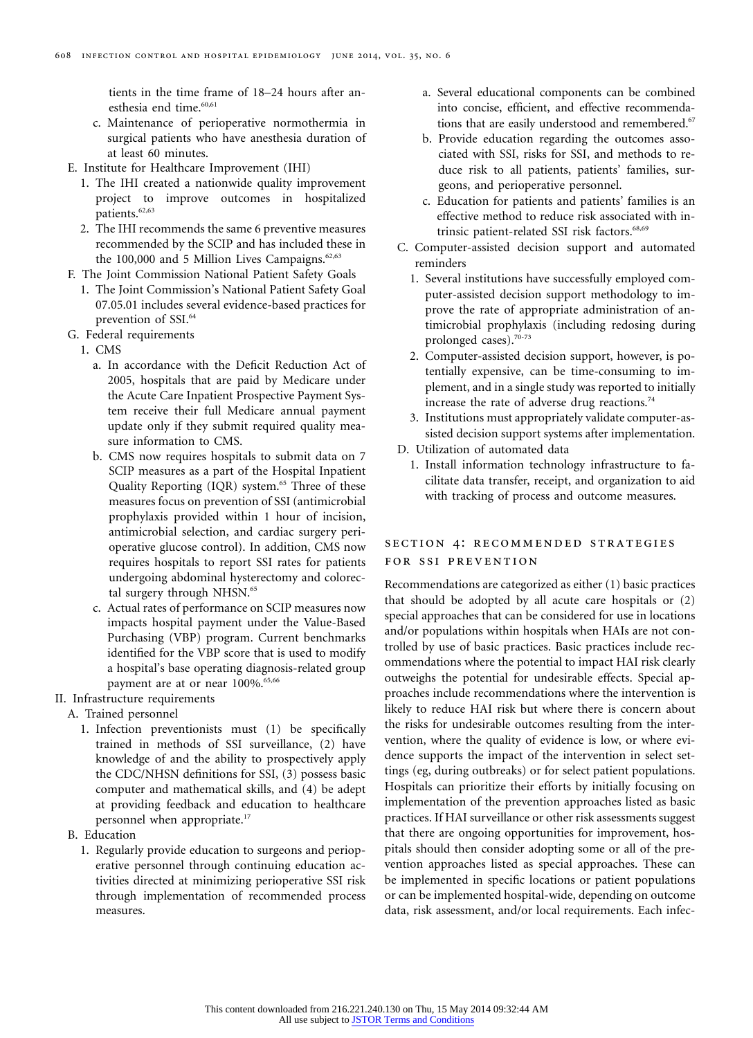tients in the time frame of 18–24 hours after anesthesia end time.[60,61]

c. Maintenance of perioperative normothermia in surgical patients who have anesthesia duration of at least 60 minutes.

E. Institute for Healthcare Improvement (IHI)

1. The IHI created a nationwide quality improvement project to improve outcomes in hospitalized patients.[62,63]
2. The IHI recommends the same 6 preventive measures recommended by the SCIP and has included these in the 100,000 and 5 Million Lives Campaigns.[62,63]

F. The Joint Commission National Patient Safety Goals

1. The Joint Commission's National Patient Safety Goal 07.05.01 includes several evidence-based practices for prevention of SSI.[64]

G. Federal requirements

1. CMS

a. In accordance with the Deficit Reduction Act of 2005, hospitals that are paid by Medicare under the Acute Care Inpatient Prospective Payment System receive their full Medicare annual payment update only if they submit required quality measure information to CMS.

b. CMS now requires hospitals to submit data on 7 SCIP measures as a part of the Hospital Inpatient Quality Reporting (IQR) system.[65] Three of these measures focus on prevention of SSI (antimicrobial prophylaxis provided within 1 hour of incision, antimicrobial selection, and cardiac surgery perioperative glucose control). In addition, CMS now requires hospitals to report SSI rates for patients undergoing abdominal hysterectomy and colorectal surgery through NHSN.[65]

c. Actual rates of performance on SCIP measures now impacts hospital payment under the Value-Based Purchasing (VBP) program. Current benchmarks identified for the VBP score that is used to modify a hospital's base operating diagnosis-related group payment are at or near 100%.[65,66]

II. Infrastructure requirements

A. Trained personnel

1. Infection preventionists must (1) be specifically trained in methods of SSI surveillance, (2) have knowledge of and the ability to prospectively apply the CDC/NHSN definitions for SSI, (3) possess basic computer and mathematical skills, and (4) be adept at providing feedback and education to healthcare personnel when appropriate.[17]

B. Education

1. Regularly provide education to surgeons and perioperative personnel through continuing education activities directed at minimizing perioperative SSI risk through implementation of recommended process measures.

a. Several educational components can be combined into concise, efficient, and effective recommendations that are easily understood and remembered.[67]

b. Provide education regarding the outcomes associated with SSI, risks for SSI, and methods to reduce risk to all patients, patients' families, surgeons, and perioperative personnel.

c. Education for patients and patients' families is an effective method to reduce risk associated with intrinsic patient-related SSI risk factors.[68,69]

C. Computer-assisted decision support and automated reminders

1. Several institutions have successfully employed computer-assisted decision support methodology to improve the rate of appropriate administration of antimicrobial prophylaxis (including redosing during prolonged cases).[70-73]
2. Computer-assisted decision support, however, is potentially expensive, can be time-consuming to implement, and in a single study was reported to initially increase the rate of adverse drug reactions.[74]
3. Institutions must appropriately validate computer-assisted decision support systems after implementation.

D. Utilization of automated data

1. Install information technology infrastructure to facilitate data transfer, receipt, and organization to aid with tracking of process and outcome measures.

## Section 4: Recommended Strategies for SSI Prevention

Recommendations are categorized as either (1) basic practices that should be adopted by all acute care hospitals or (2) special approaches that can be considered for use in locations and/or populations within hospitals when HAIs are not controlled by use of basic practices. Basic practices include recommendations where the potential to impact HAI risk clearly outweighs the potential for undesirable effects. Special approaches include recommendations where the intervention is likely to reduce HAI risk but where there is concern about the risks for undesirable outcomes resulting from the intervention, where the quality of evidence is low, or where evidence supports the impact of the intervention in select settings (eg, during outbreaks) or for select patient populations. Hospitals can prioritize their efforts by initially focusing on implementation of the prevention approaches listed as basic practices. If HAI surveillance or other risk assessments suggest that there are ongoing opportunities for improvement, hospitals should then consider adopting some or all of the prevention approaches listed as special approaches. These can be implemented in specific locations or patient populations or can be implemented hospital-wide, depending on outcome data, risk assessment, and/or local requirements. Each infec-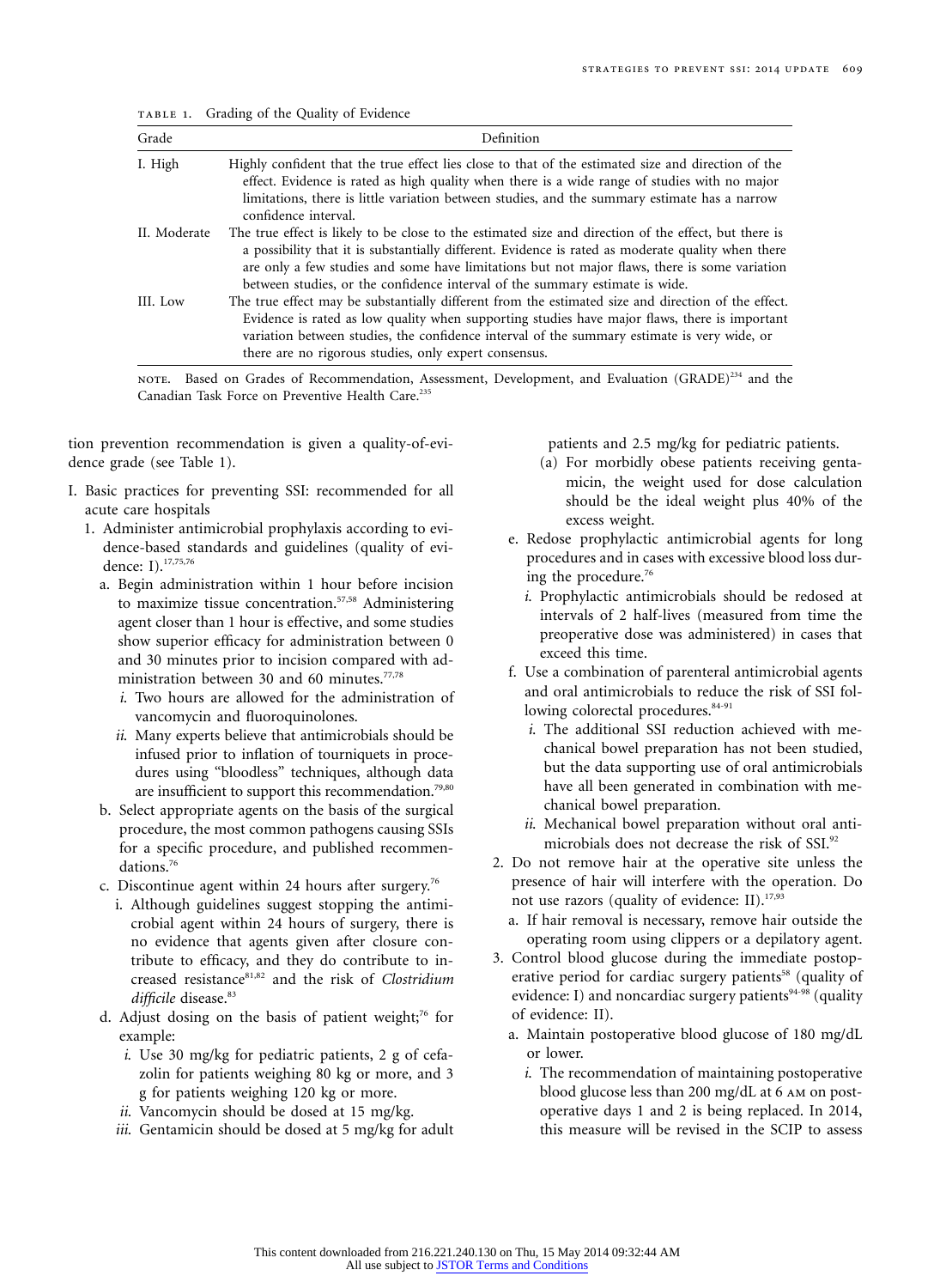TABLE 1. Grading of the Quality of Evidence

| Grade | Definition |
|---|---|
| I. High | Highly confident that the true effect lies close to that of the estimated size and direction of the effect. Evidence is rated as high quality when there is a wide range of studies with no major limitations, there is little variation between studies, and the summary estimate has a narrow confidence interval. |
| II. Moderate | The true effect is likely to be close to the estimated size and direction of the effect, but there is a possibility that it is substantially different. Evidence is rated as moderate quality when there are only a few studies and some have limitations but not major flaws, there is some variation between studies, or the confidence interval of the summary estimate is wide. |
| III. Low | The true effect may be substantially different from the estimated size and direction of the effect. Evidence is rated as low quality when supporting studies have major flaws, there is important variation between studies, the confidence interval of the summary estimate is very wide, or there are no rigorous studies, only expert consensus. |

NOTE. Based on Grades of Recommendation, Assessment, Development, and Evaluation (GRADE)[234] and the Canadian Task Force on Preventive Health Care.[235]

tion prevention recommendation is given a quality-of-evidence grade (see Table 1).

I. Basic practices for preventing SSI: recommended for all acute care hospitals
   1. Administer antimicrobial prophylaxis according to evidence-based standards and guidelines (quality of evidence: I).[17,75,76]
      a. Begin administration within 1 hour before incision to maximize tissue concentration.[57,58] Administering agent closer than 1 hour is effective, and some studies show superior efficacy for administration between 0 and 30 minutes prior to incision compared with administration between 30 and 60 minutes.[77,78]
         *i.* Two hours are allowed for the administration of vancomycin and fluoroquinolones.
         *ii.* Many experts believe that antimicrobials should be infused prior to inflation of tourniquets in procedures using "bloodless" techniques, although data are insufficient to support this recommendation.[79,80]
      b. Select appropriate agents on the basis of the surgical procedure, the most common pathogens causing SSIs for a specific procedure, and published recommendations.[76]
      c. Discontinue agent within 24 hours after surgery.[76]
         i. Although guidelines suggest stopping the antimicrobial agent within 24 hours of surgery, there is no evidence that agents given after closure contribute to efficacy, and they do contribute to increased resistance[81,82] and the risk of *Clostridium difficile* disease.[83]
      d. Adjust dosing on the basis of patient weight;[76] for example:
         *i.* Use 30 mg/kg for pediatric patients, 2 g of cefazolin for patients weighing 80 kg or more, and 3 g for patients weighing 120 kg or more.
         *ii.* Vancomycin should be dosed at 15 mg/kg.
         *iii.* Gentamicin should be dosed at 5 mg/kg for adult patients and 2.5 mg/kg for pediatric patients.
            (a) For morbidly obese patients receiving gentamicin, the weight used for dose calculation should be the ideal weight plus 40% of the excess weight.
      e. Redose prophylactic antimicrobial agents for long procedures and in cases with excessive blood loss during the procedure.[76]
         *i.* Prophylactic antimicrobials should be redosed at intervals of 2 half-lives (measured from time the preoperative dose was administered) in cases that exceed this time.
      f. Use a combination of parenteral antimicrobial agents and oral antimicrobials to reduce the risk of SSI following colorectal procedures.[84-91]
         *i.* The additional SSI reduction achieved with mechanical bowel preparation has not been studied, but the data supporting use of oral antimicrobials have all been generated in combination with mechanical bowel preparation.
         *ii.* Mechanical bowel preparation without oral antimicrobials does not decrease the risk of SSI.[92]
   2. Do not remove hair at the operative site unless the presence of hair will interfere with the operation. Do not use razors (quality of evidence: II).[17,93]
      a. If hair removal is necessary, remove hair outside the operating room using clippers or a depilatory agent.
   3. Control blood glucose during the immediate postoperative period for cardiac surgery patients[58] (quality of evidence: I) and noncardiac surgery patients[94-98] (quality of evidence: II).
      a. Maintain postoperative blood glucose of 180 mg/dL or lower.
         *i.* The recommendation of maintaining postoperative blood glucose less than 200 mg/dL at 6 AM on postoperative days 1 and 2 is being replaced. In 2014, this measure will be revised in the SCIP to assess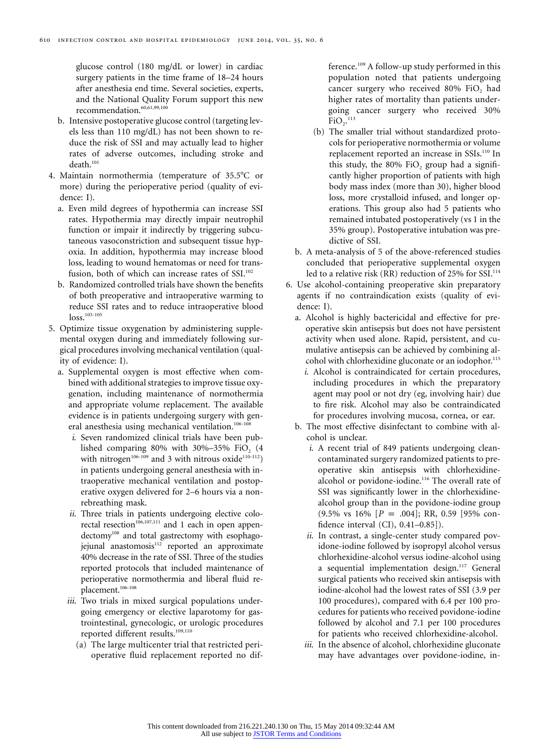glucose control (180 mg/dL or lower) in cardiac surgery patients in the time frame of 18–24 hours after anesthesia end time. Several societies, experts, and the National Quality Forum support this new recommendation.[60,61,99,100]

b. Intensive postoperative glucose control (targeting levels less than 110 mg/dL) has not been shown to reduce the risk of SSI and may actually lead to higher rates of adverse outcomes, including stroke and death.[101]

4. Maintain normothermia (temperature of 35.5°C or more) during the perioperative period (quality of evidence: I).
   a. Even mild degrees of hypothermia can increase SSI rates. Hypothermia may directly impair neutrophil function or impair it indirectly by triggering subcutaneous vasoconstriction and subsequent tissue hypoxia. In addition, hypothermia may increase blood loss, leading to wound hematomas or need for transfusion, both of which can increase rates of SSI.[102]
   b. Randomized controlled trials have shown the benefits of both preoperative and intraoperative warming to reduce SSI rates and to reduce intraoperative blood loss.[103–105]

5. Optimize tissue oxygenation by administering supplemental oxygen during and immediately following surgical procedures involving mechanical ventilation (quality of evidence: I).
   a. Supplemental oxygen is most effective when combined with additional strategies to improve tissue oxygenation, including maintenance of normothermia and appropriate volume replacement. The available evidence is in patients undergoing surgery with general anesthesia using mechanical ventilation.[106-108]
      *i.* Seven randomized clinical trials have been published comparing 80% with 30%–35% $FiO_2$ (4 with nitrogen[106-109] and 3 with nitrous oxide[110-112]) in patients undergoing general anesthesia with intraoperative mechanical ventilation and postoperative oxygen delivered for 2–6 hours via a nonrebreathing mask.
      *ii.* Three trials in patients undergoing elective colorectal resection[106,107,111] and 1 each in open appendectomy[108] and total gastrectomy with esophagojejunal anastomosis[112] reported an approximate 40% decrease in the rate of SSI. Three of the studies reported protocols that included maintenance of perioperative normothermia and liberal fluid replacement.[106-108]
      *iii.* Two trials in mixed surgical populations undergoing emergency or elective laparotomy for gastrointestinal, gynecologic, or urologic procedures reported different results.[109,110]
         (a) The large multicenter trial that restricted perioperative fluid replacement reported no difference.[109] A follow-up study performed in this population noted that patients undergoing cancer surgery who received 80% $FiO_2$ had higher rates of mortality than patients undergoing cancer surgery who received 30% $FiO_2$.[113]
         (b) The smaller trial without standardized protocols for perioperative normothermia or volume replacement reported an increase in SSIs.[110] In this study, the 80% $FiO_2$ group had a significantly higher proportion of patients with high body mass index (more than 30), higher blood loss, more crystalloid infused, and longer operations. This group also had 5 patients who remained intubated postoperatively (vs 1 in the 35% group). Postoperative intubation was predictive of SSI.
   b. A meta-analysis of 5 of the above-referenced studies concluded that perioperative supplemental oxygen led to a relative risk (RR) reduction of 25% for SSI.[114]

6. Use alcohol-containing preoperative skin preparatory agents if no contraindication exists (quality of evidence: I).
   a. Alcohol is highly bactericidal and effective for preoperative skin antisepsis but does not have persistent activity when used alone. Rapid, persistent, and cumulative antisepsis can be achieved by combining alcohol with chlorhexidine gluconate or an iodophor.[115]
      *i.* Alcohol is contraindicated for certain procedures, including procedures in which the preparatory agent may pool or not dry (eg, involving hair) due to fire risk. Alcohol may also be contraindicated for procedures involving mucosa, cornea, or ear.
   b. The most effective disinfectant to combine with alcohol is unclear.
      *i.* A recent trial of 849 patients undergoing clean-contaminated surgery randomized patients to preoperative skin antisepsis with chlorhexidine-alcohol or povidone-iodine.[116] The overall rate of SSI was significantly lower in the chlorhexidine-alcohol group than in the povidone-iodine group (9.5% vs 16% [$P = .004$]; RR, 0.59 [95% confidence interval (CI), 0.41–0.85]).
      *ii.* In contrast, a single-center study compared povidone-iodine followed by isopropyl alcohol versus chlorhexidine-alcohol versus iodine-alcohol using a sequential implementation design.[117] General surgical patients who received skin antisepsis with iodine-alcohol had the lowest rates of SSI (3.9 per 100 procedures), compared with 6.4 per 100 procedures for patients who received povidone-iodine followed by alcohol and 7.1 per 100 procedures for patients who received chlorhexidine-alcohol.
      *iii.* In the absence of alcohol, chlorhexidine gluconate may have advantages over povidone-iodine, in-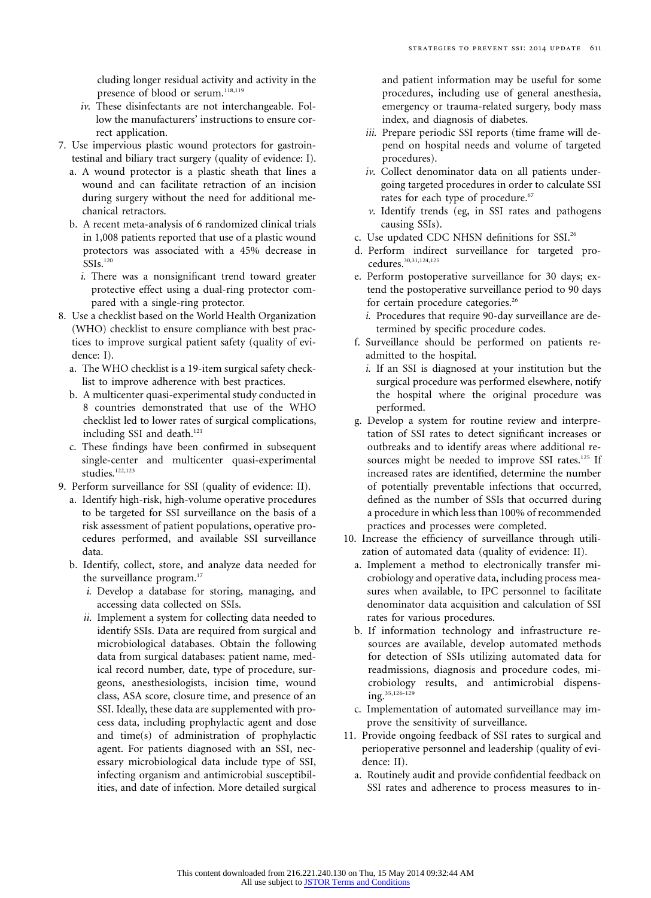cluding longer residual activity and activity in the presence of blood or serum.[118,119]

    iv. These disinfectants are not interchangeable. Follow the manufacturers' instructions to ensure correct application.

7. Use impervious plastic wound protectors for gastrointestinal and biliary tract surgery (quality of evidence: I).
   a. A wound protector is a plastic sheath that lines a wound and can facilitate retraction of an incision during surgery without the need for additional mechanical retractors.
   b. A recent meta-analysis of 6 randomized clinical trials in 1,008 patients reported that use of a plastic wound protectors was associated with a 45% decrease in SSIs.[120]
      i. There was a nonsignificant trend toward greater protective effect using a dual-ring protector compared with a single-ring protector.
8. Use a checklist based on the World Health Organization (WHO) checklist to ensure compliance with best practices to improve surgical patient safety (quality of evidence: I).
   a. The WHO checklist is a 19-item surgical safety checklist to improve adherence with best practices.
   b. A multicenter quasi-experimental study conducted in 8 countries demonstrated that use of the WHO checklist led to lower rates of surgical complications, including SSI and death.[121]
   c. These findings have been confirmed in subsequent single-center and multicenter quasi-experimental studies.[122,123]
9. Perform surveillance for SSI (quality of evidence: II).
   a. Identify high-risk, high-volume operative procedures to be targeted for SSI surveillance on the basis of a risk assessment of patient populations, operative procedures performed, and available SSI surveillance data.
   b. Identify, collect, store, and analyze data needed for the surveillance program.[17]
      i. Develop a database for storing, managing, and accessing data collected on SSIs.
      ii. Implement a system for collecting data needed to identify SSIs. Data are required from surgical and microbiological databases. Obtain the following data from surgical databases: patient name, medical record number, date, type of procedure, surgeons, anesthesiologists, incision time, wound class, ASA score, closure time, and presence of an SSI. Ideally, these data are supplemented with process data, including prophylactic agent and dose and time(s) of administration of prophylactic agent. For patients diagnosed with an SSI, necessary microbiological data include type of SSI, infecting organism and antimicrobial susceptibilities, and date of infection. More detailed surgical and patient information may be useful for some procedures, including use of general anesthesia, emergency or trauma-related surgery, body mass index, and diagnosis of diabetes.
      iii. Prepare periodic SSI reports (time frame will depend on hospital needs and volume of targeted procedures).
      iv. Collect denominator data on all patients undergoing targeted procedures in order to calculate SSI rates for each type of procedure.[67]
      v. Identify trends (eg, in SSI rates and pathogens causing SSIs).
   c. Use updated CDC NHSN definitions for SSI.[26]
   d. Perform indirect surveillance for targeted procedures.[30,31,124,125]
   e. Perform postoperative surveillance for 30 days; extend the postoperative surveillance period to 90 days for certain procedure categories.[26]
      i. Procedures that require 90-day surveillance are determined by specific procedure codes.
   f. Surveillance should be performed on patients readmitted to the hospital.
      i. If an SSI is diagnosed at your institution but the surgical procedure was performed elsewhere, notify the hospital where the original procedure was performed.
   g. Develop a system for routine review and interpretation of SSI rates to detect significant increases or outbreaks and to identify areas where additional resources might be needed to improve SSI rates.[125] If increased rates are identified, determine the number of potentially preventable infections that occurred, defined as the number of SSIs that occurred during a procedure in which less than 100% of recommended practices and processes were completed.
10. Increase the efficiency of surveillance through utilization of automated data (quality of evidence: II).
   a. Implement a method to electronically transfer microbiology and operative data, including process measures when available, to IPC personnel to facilitate denominator data acquisition and calculation of SSI rates for various procedures.
   b. If information technology and infrastructure resources are available, develop automated methods for detection of SSIs utilizing automated data for readmissions, diagnosis and procedure codes, microbiology results, and antimicrobial dispensing.[35,126-129]
   c. Implementation of automated surveillance may improve the sensitivity of surveillance.
11. Provide ongoing feedback of SSI rates to surgical and perioperative personnel and leadership (quality of evidence: II).
   a. Routinely audit and provide confidential feedback on SSI rates and adherence to process measures to in-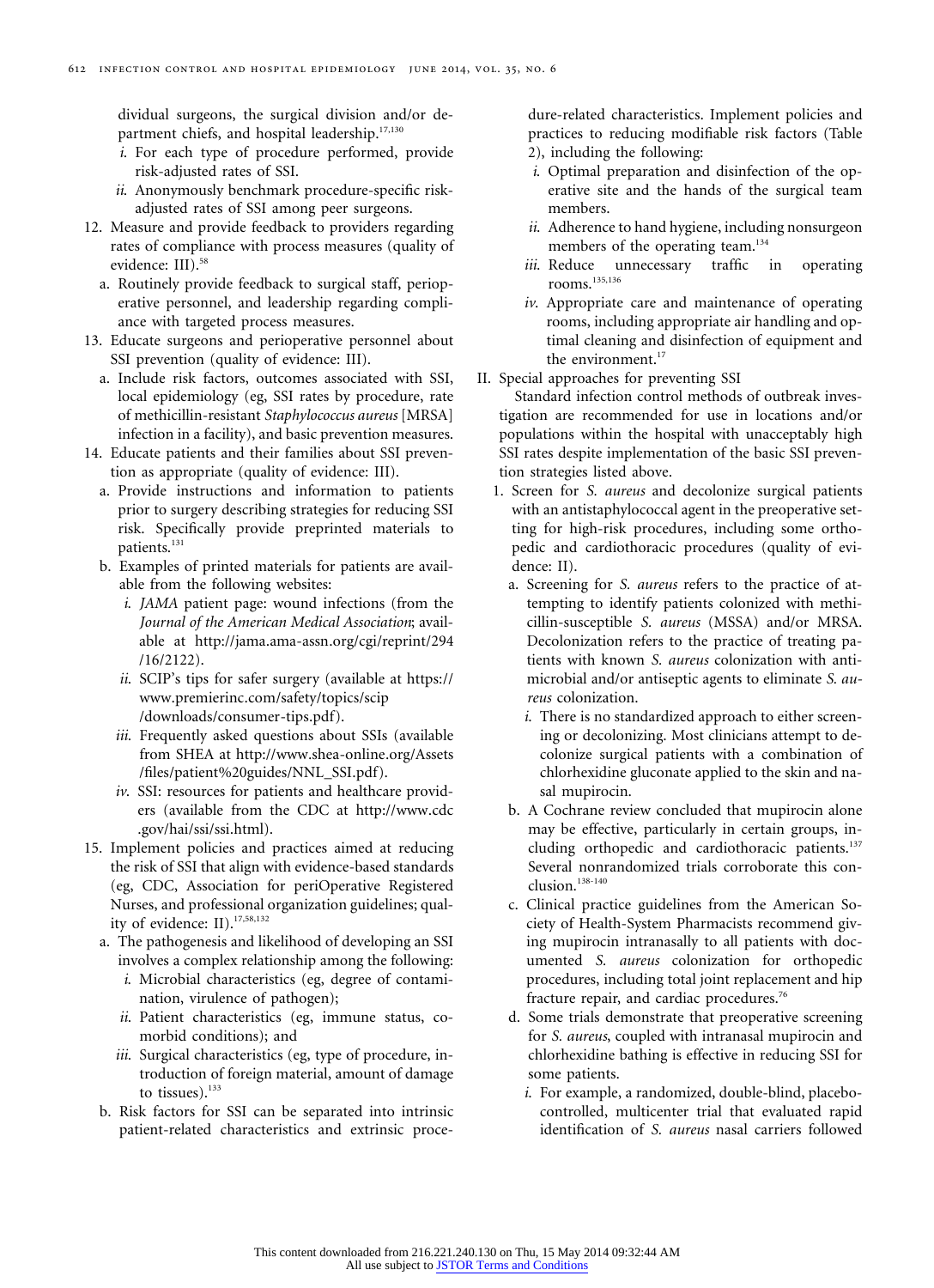dividual surgeons, the surgical division and/or department chiefs, and hospital leadership.[17,130]

   i. For each type of procedure performed, provide risk-adjusted rates of SSI.
   ii. Anonymously benchmark procedure-specific risk-adjusted rates of SSI among peer surgeons.

12. Measure and provide feedback to providers regarding rates of compliance with process measures (quality of evidence: III).[58]
    a. Routinely provide feedback to surgical staff, perioperative personnel, and leadership regarding compliance with targeted process measures.
13. Educate surgeons and perioperative personnel about SSI prevention (quality of evidence: III).
    a. Include risk factors, outcomes associated with SSI, local epidemiology (eg, SSI rates by procedure, rate of methicillin-resistant *Staphylococcus aureus* [MRSA] infection in a facility), and basic prevention measures.
14. Educate patients and their families about SSI prevention as appropriate (quality of evidence: III).
    a. Provide instructions and information to patients prior to surgery describing strategies for reducing SSI risk. Specifically provide preprinted materials to patients.[131]
    b. Examples of printed materials for patients are available from the following websites:
       i. *JAMA* patient page: wound infections (from the *Journal of the American Medical Association*; available at http://jama.ama-assn.org/cgi/reprint/294/16/2122).
       ii. SCIP's tips for safer surgery (available at https://www.premierinc.com/safety/topics/scip/downloads/consumer-tips.pdf).
       iii. Frequently asked questions about SSIs (available from SHEA at http://www.shea-online.org/Assets/files/patient%20guides/NNL_SSI.pdf).
       iv. SSI: resources for patients and healthcare providers (available from the CDC at http://www.cdc.gov/hai/ssi/ssi.html).
15. Implement policies and practices aimed at reducing the risk of SSI that align with evidence-based standards (eg, CDC, Association for periOperative Registered Nurses, and professional organization guidelines; quality of evidence: II).[17,58,132]
    a. The pathogenesis and likelihood of developing an SSI involves a complex relationship among the following:
       i. Microbial characteristics (eg, degree of contamination, virulence of pathogen);
       ii. Patient characteristics (eg, immune status, comorbid conditions); and
       iii. Surgical characteristics (eg, type of procedure, introduction of foreign material, amount of damage to tissues).[133]
    b. Risk factors for SSI can be separated into intrinsic patient-related characteristics and extrinsic procedure-related characteristics. Implement policies and practices to reducing modifiable risk factors (Table 2), including the following:
       i. Optimal preparation and disinfection of the operative site and the hands of the surgical team members.
       ii. Adherence to hand hygiene, including nonsurgeon members of the operating team.[134]
       iii. Reduce unnecessary traffic in operating rooms.[135,136]
       iv. Appropriate care and maintenance of operating rooms, including appropriate air handling and optimal cleaning and disinfection of equipment and the environment.[17]

II. Special approaches for preventing SSI

Standard infection control methods of outbreak investigation are recommended for use in locations and/or populations within the hospital with unacceptably high SSI rates despite implementation of the basic SSI prevention strategies listed above.

1. Screen for *S. aureus* and decolonize surgical patients with an antistaphylococcal agent in the preoperative setting for high-risk procedures, including some orthopedic and cardiothoracic procedures (quality of evidence: II).
   a. Screening for *S. aureus* refers to the practice of attempting to identify patients colonized with methicillin-susceptible *S. aureus* (MSSA) and/or MRSA. Decolonization refers to the practice of treating patients with known *S. aureus* colonization with antimicrobial and/or antiseptic agents to eliminate *S. aureus* colonization.
      i. There is no standardized approach to either screening or decolonizing. Most clinicians attempt to decolonize surgical patients with a combination of chlorhexidine gluconate applied to the skin and nasal mupirocin.
   b. A Cochrane review concluded that mupirocin alone may be effective, particularly in certain groups, including orthopedic and cardiothoracic patients.[137] Several nonrandomized trials corroborate this conclusion.[138-140]
   c. Clinical practice guidelines from the American Society of Health-System Pharmacists recommend giving mupirocin intranasally to all patients with documented *S. aureus* colonization for orthopedic procedures, including total joint replacement and hip fracture repair, and cardiac procedures.[76]
   d. Some trials demonstrate that preoperative screening for *S. aureus*, coupled with intranasal mupirocin and chlorhexidine bathing is effective in reducing SSI for some patients.
      i. For example, a randomized, double-blind, placebo-controlled, multicenter trial that evaluated rapid identification of *S. aureus* nasal carriers followed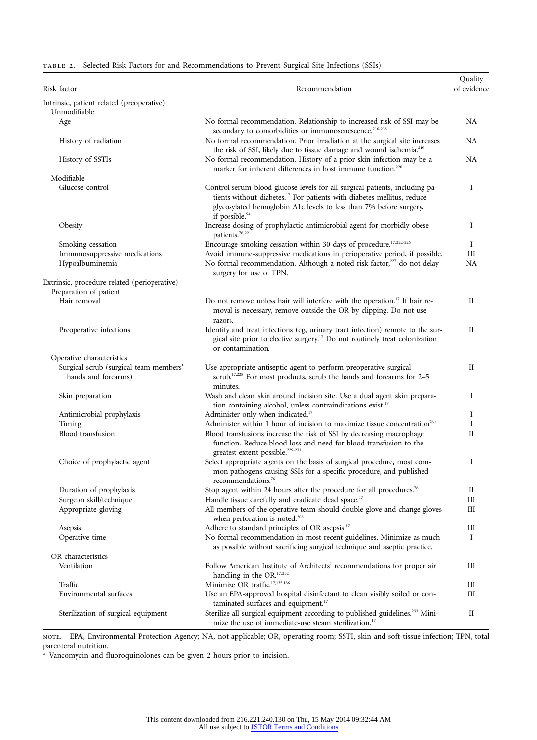TABLE 2. Selected Risk Factors for and Recommendations to Prevent Surgical Site Infections (SSIs)

| Risk factor | Recommendation | Quality of evidence |
|---|---|---|
| Intrinsic, patient related (preoperative) | | |
| Unmodifiable | | |
| Age | No formal recommendation. Relationship to increased risk of SSI may be secondary to comorbidities or immunosenescence.[216-218] | NA |
| History of radiation | No formal recommendation. Prior irradiation at the surgical site increases the risk of SSI, likely due to tissue damage and wound ischemia.[219] | NA |
| History of SSTIs | No formal recommendation. History of a prior skin infection may be a marker for inherent differences in host immune function.[220] | NA |
| Modifiable | | |
| Glucose control | Control serum blood glucose levels for all surgical patients, including patients without diabetes.[17] For patients with diabetes mellitus, reduce glycosylated hemoglobin A1c levels to less than 7% before surgery, if possible.[94] | I |
| Obesity | Increase dosing of prophylactic antimicrobial agent for morbidly obese patients.[76,221] | I |
| Smoking cessation | Encourage smoking cessation within 30 days of procedure.[17,222-226] | I |
| Immunosuppressive medications | Avoid immune-suppressive medications in perioperative period, if possible. | III |
| Hypoalbuminemia | No formal recommendation. Although a noted risk factor,[227] do not delay surgery for use of TPN. | NA |
| Extrinsic, procedure related (perioperative) | | |
| Preparation of patient | | |
| Hair removal | Do not remove unless hair will interfere with the operation.[17] If hair removal is necessary, remove outside the OR by clipping. Do not use razors. | II |
| Preoperative infections | Identify and treat infections (eg, urinary tract infection) remote to the surgical site prior to elective surgery.[17] Do not routinely treat colonization or contamination. | II |
| Operative characteristics | | |
| Surgical scrub (surgical team members' hands and forearms) | Use appropriate antiseptic agent to perform preoperative surgical scrub.[17,228] For most products, scrub the hands and forearms for 2–5 minutes. | II |
| Skin preparation | Wash and clean skin around incision site. Use a dual agent skin preparation containing alcohol, unless contraindications exist.[17] | I |
| Antimicrobial prophylaxis | Administer only when indicated.[17] | I |
| Timing | Administer within 1 hour of incision to maximize tissue concentration[76,a] | I |
| Blood transfusion | Blood transfusions increase the risk of SSI by decreasing macrophage function. Reduce blood loss and need for blood transfusion to the greatest extent possible.[229-231] | II |
| Choice of prophylactic agent | Select appropriate agents on the basis of surgical procedure, most common pathogens causing SSIs for a specific procedure, and published recommendations.[76] | I |
| Duration of prophylaxis | Stop agent within 24 hours after the procedure for all procedures.[76] | II |
| Surgeon skill/technique | Handle tissue carefully and eradicate dead space.[17] | III |
| Appropriate gloving | All members of the operative team should double glove and change gloves when perforation is noted.[208] | III |
| Asepsis | Adhere to standard principles of OR asepsis.[17] | III |
| Operative time | No formal recommendation in most recent guidelines. Minimize as much as possible without sacrificing surgical technique and aseptic practice. | I |
| OR characteristics | | |
| Ventilation | Follow American Institute of Architects' recommendations for proper air handling in the OR.[17,232] | III |
| Traffic | Minimize OR traffic.[17,135,136] | III |
| Environmental surfaces | Use an EPA-approved hospital disinfectant to clean visibly soiled or contaminated surfaces and equipment.[17] | III |
| Sterilization of surgical equipment | Sterilize all surgical equipment according to published guidelines.[233] Minimize the use of immediate-use steam sterilization.[17] | II |

NOTE. EPA, Environmental Protection Agency; NA, not applicable; OR, operating room; SSTI, skin and soft-tissue infection; TPN, total parenteral nutrition.

[a] Vancomycin and fluoroquinolones can be given 2 hours prior to incision.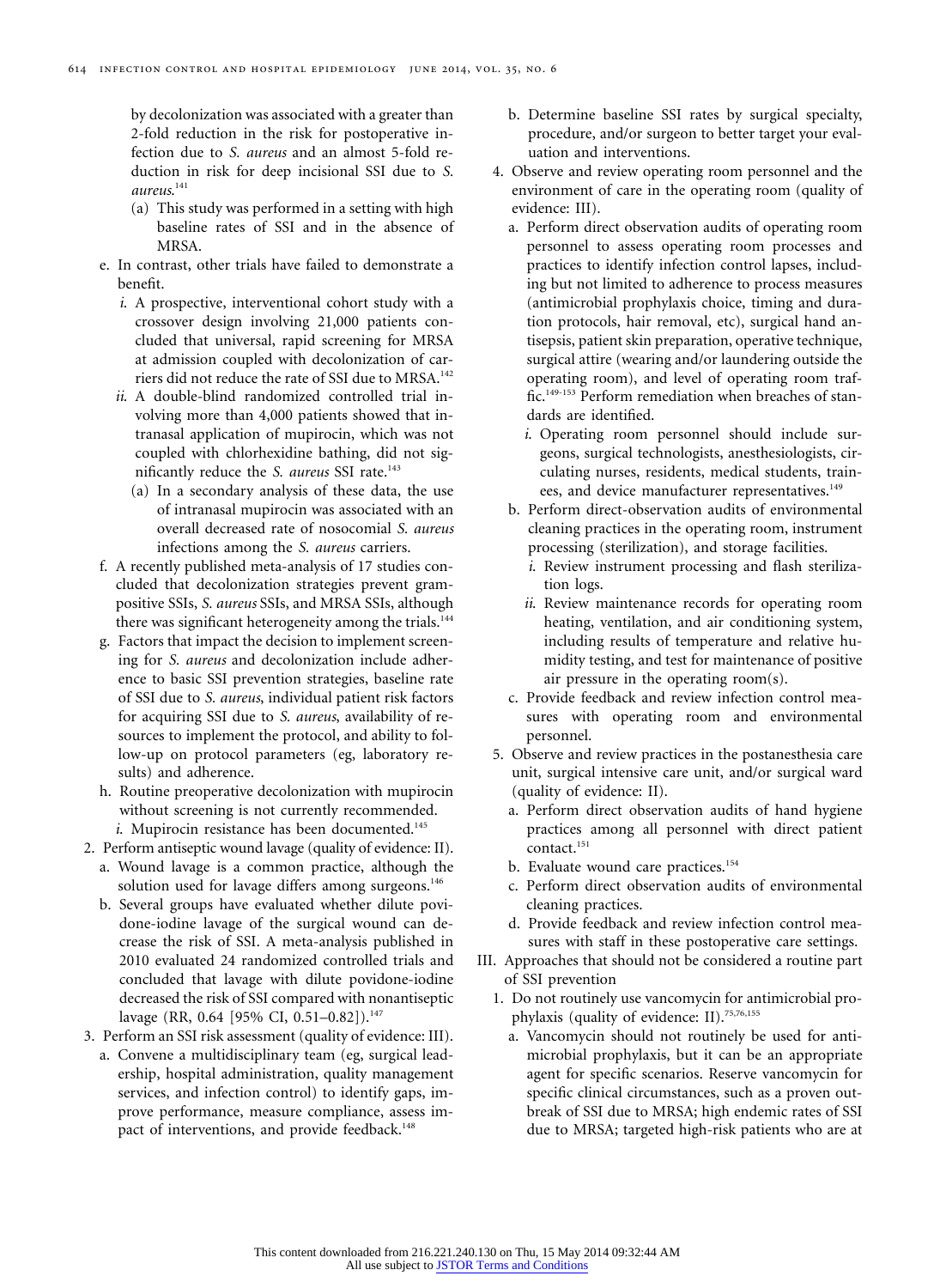by decolonization was associated with a greater than 2-fold reduction in the risk for postoperative infection due to *S. aureus* and an almost 5-fold reduction in risk for deep incisional SSI due to *S. aureus*.[141]
      - (a) This study was performed in a setting with high baseline rates of SSI and in the absence of MRSA.
   - e. In contrast, other trials have failed to demonstrate a benefit.
      - *i.* A prospective, interventional cohort study with a crossover design involving 21,000 patients concluded that universal, rapid screening for MRSA at admission coupled with decolonization of carriers did not reduce the rate of SSI due to MRSA.[142]
      - *ii.* A double-blind randomized controlled trial involving more than 4,000 patients showed that intranasal application of mupirocin, which was not coupled with chlorhexidine bathing, did not significantly reduce the *S. aureus* SSI rate.[143]
         - (a) In a secondary analysis of these data, the use of intranasal mupirocin was associated with an overall decreased rate of nosocomial *S. aureus* infections among the *S. aureus* carriers.
   - f. A recently published meta-analysis of 17 studies concluded that decolonization strategies prevent gram-positive SSIs, *S. aureus* SSIs, and MRSA SSIs, although there was significant heterogeneity among the trials.[144]
   - g. Factors that impact the decision to implement screening for *S. aureus* and decolonization include adherence to basic SSI prevention strategies, baseline rate of SSI due to *S. aureus*, individual patient risk factors for acquiring SSI due to *S. aureus*, availability of resources to implement the protocol, and ability to follow-up on protocol parameters (eg, laboratory results) and adherence.
   - h. Routine preoperative decolonization with mupirocin without screening is not currently recommended.
      - *i.* Mupirocin resistance has been documented.[145]
2. Perform antiseptic wound lavage (quality of evidence: II).
   - a. Wound lavage is a common practice, although the solution used for lavage differs among surgeons.[146]
   - b. Several groups have evaluated whether dilute povidone-iodine lavage of the surgical wound can decrease the risk of SSI. A meta-analysis published in 2010 evaluated 24 randomized controlled trials and concluded that lavage with dilute povidone-iodine decreased the risk of SSI compared with nonantiseptic lavage (RR, 0.64 [95% CI, 0.51–0.82]).[147]
3. Perform an SSI risk assessment (quality of evidence: III).
   - a. Convene a multidisciplinary team (eg, surgical leadership, hospital administration, quality management services, and infection control) to identify gaps, improve performance, measure compliance, assess impact of interventions, and provide feedback.[148]
   - b. Determine baseline SSI rates by surgical specialty, procedure, and/or surgeon to better target your evaluation and interventions.
4. Observe and review operating room personnel and the environment of care in the operating room (quality of evidence: III).
   - a. Perform direct observation audits of operating room personnel to assess operating room processes and practices to identify infection control lapses, including but not limited to adherence to process measures (antimicrobial prophylaxis choice, timing and duration protocols, hair removal, etc), surgical hand antisepsis, patient skin preparation, operative technique, surgical attire (wearing and/or laundering outside the operating room), and level of operating room traffic.[149-153] Perform remediation when breaches of standards are identified.
      - *i.* Operating room personnel should include surgeons, surgical technologists, anesthesiologists, circulating nurses, residents, medical students, trainees, and device manufacturer representatives.[149]
   - b. Perform direct-observation audits of environmental cleaning practices in the operating room, instrument processing (sterilization), and storage facilities.
      - *i.* Review instrument processing and flash sterilization logs.
      - *ii.* Review maintenance records for operating room heating, ventilation, and air conditioning system, including results of temperature and relative humidity testing, and test for maintenance of positive air pressure in the operating room(s).
   - c. Provide feedback and review infection control measures with operating room and environmental personnel.
5. Observe and review practices in the postanesthesia care unit, surgical intensive care unit, and/or surgical ward (quality of evidence: II).
   - a. Perform direct observation audits of hand hygiene practices among all personnel with direct patient contact.[151]
   - b. Evaluate wound care practices.[154]
   - c. Perform direct observation audits of environmental cleaning practices.
   - d. Provide feedback and review infection control measures with staff in these postoperative care settings.

III. Approaches that should not be considered a routine part of SSI prevention

1. Do not routinely use vancomycin for antimicrobial prophylaxis (quality of evidence: II).[75,76,155]
   - a. Vancomycin should not routinely be used for antimicrobial prophylaxis, but it can be an appropriate agent for specific scenarios. Reserve vancomycin for specific clinical circumstances, such as a proven outbreak of SSI due to MRSA; high endemic rates of SSI due to MRSA; targeted high-risk patients who are at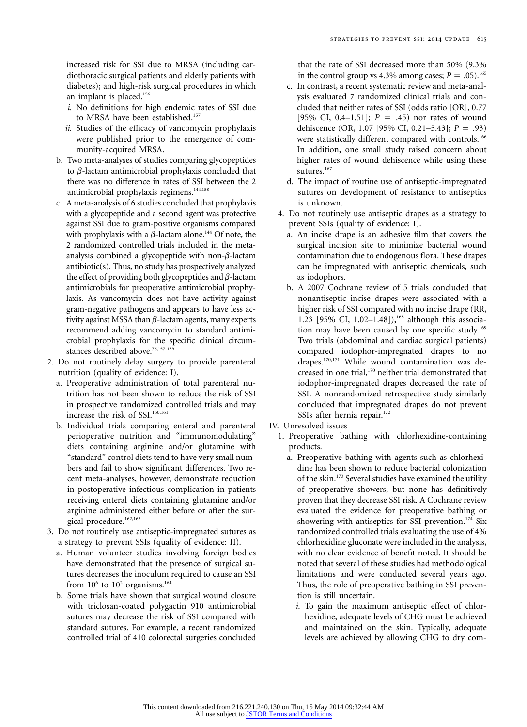increased risk for SSI due to MRSA (including cardiothoracic surgical patients and elderly patients with diabetes); and high-risk surgical procedures in which an implant is placed.[156]

   *i.* No definitions for high endemic rates of SSI due to MRSA have been established.[157]

   *ii.* Studies of the efficacy of vancomycin prophylaxis were published prior to the emergence of community-acquired MRSA.

   b. Two meta-analyses of studies comparing glycopeptides to β-lactam antimicrobial prophylaxis concluded that there was no difference in rates of SSI between the 2 antimicrobial prophylaxis regimens.[144,158]

   c. A meta-analysis of 6 studies concluded that prophylaxis with a glycopeptide and a second agent was protective against SSI due to gram-positive organisms compared with prophylaxis with a β-lactam alone.[144] Of note, the 2 randomized controlled trials included in the meta-analysis combined a glycopeptide with non-β-lactam antibiotic(s). Thus, no study has prospectively analyzed the effect of providing both glycopeptides and β-lactam antimicrobials for preoperative antimicrobial prophylaxis. As vancomycin does not have activity against gram-negative pathogens and appears to have less activity against MSSA than β-lactam agents, many experts recommend adding vancomycin to standard antimicrobial prophylaxis for the specific clinical circumstances described above.[76,157-159]

2. Do not routinely delay surgery to provide parenteral nutrition (quality of evidence: I).

   a. Preoperative administration of total parenteral nutrition has not been shown to reduce the risk of SSI in prospective randomized controlled trials and may increase the risk of SSI.[160,161]

   b. Individual trials comparing enteral and parenteral perioperative nutrition and "immunomodulating" diets containing arginine and/or glutamine with "standard" control diets tend to have very small numbers and fail to show significant differences. Two recent meta-analyses, however, demonstrate reduction in postoperative infectious complication in patients receiving enteral diets containing glutamine and/or arginine administered either before or after the surgical procedure.[162,163]

3. Do not routinely use antiseptic-impregnated sutures as a strategy to prevent SSIs (quality of evidence: II).

   a. Human volunteer studies involving foreign bodies have demonstrated that the presence of surgical sutures decreases the inoculum required to cause an SSI from $10^6$ to $10^2$ organisms.[164]

   b. Some trials have shown that surgical wound closure with triclosan-coated polygactin 910 antimicrobial sutures may decrease the risk of SSI compared with standard sutures. For example, a recent randomized controlled trial of 410 colorectal surgeries concluded that the rate of SSI decreased more than 50% (9.3% in the control group vs 4.3% among cases; $P = .05$).[165]

   c. In contrast, a recent systematic review and meta-analysis evaluated 7 randomized clinical trials and concluded that neither rates of SSI (odds ratio [OR], 0.77 [95% CI, 0.4–1.51]; $P = .45$) nor rates of wound dehiscence (OR, 1.07 [95% CI, 0.21–5.43]; $P = .93$) were statistically different compared with controls.[166] In addition, one small study raised concern about higher rates of wound dehiscence while using these sutures.[167]

   d. The impact of routine use of antiseptic-impregnated sutures on development of resistance to antiseptics is unknown.

4. Do not routinely use antiseptic drapes as a strategy to prevent SSIs (quality of evidence: I).

   a. An incise drape is an adhesive film that covers the surgical incision site to minimize bacterial wound contamination due to endogenous flora. These drapes can be impregnated with antiseptic chemicals, such as iodophors.

   b. A 2007 Cochrane review of 5 trials concluded that nonantiseptic incise drapes were associated with a higher risk of SSI compared with no incise drape (RR, 1.23 [95% CI, 1.02–1.48]),[168] although this association may have been caused by one specific study.[169] Two trials (abdominal and cardiac surgical patients) compared iodophor-impregnated drapes to no drapes.[170,171] While wound contamination was decreased in one trial,[170] neither trial demonstrated that iodophor-impregnated drapes decreased the rate of SSI. A nonrandomized retrospective study similarly concluded that impregnated drapes do not prevent SSIs after hernia repair.[172]

IV. Unresolved issues

1. Preoperative bathing with chlorhexidine-containing products.

   a. Preoperative bathing with agents such as chlorhexidine has been shown to reduce bacterial colonization of the skin.[173] Several studies have examined the utility of preoperative showers, but none has definitively proven that they decrease SSI risk. A Cochrane review evaluated the evidence for preoperative bathing or showering with antiseptics for SSI prevention.[174] Six randomized controlled trials evaluating the use of 4% chlorhexidine gluconate were included in the analysis, with no clear evidence of benefit noted. It should be noted that several of these studies had methodological limitations and were conducted several years ago. Thus, the role of preoperative bathing in SSI prevention is still uncertain.

   *i.* To gain the maximum antiseptic effect of chlorhexidine, adequate levels of CHG must be achieved and maintained on the skin. Typically, adequate levels are achieved by allowing CHG to dry com-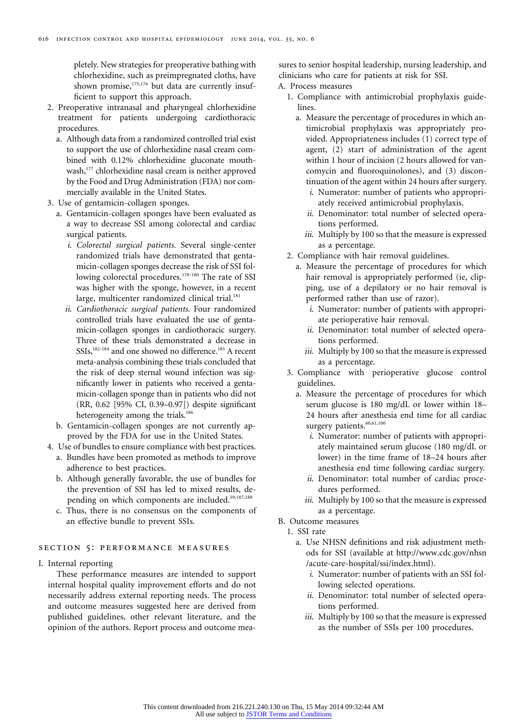pletely. New strategies for preoperative bathing with chlorhexidine, such as preimpregnated cloths, have shown promise,[175,176] but data are currently insufficient to support this approach.

2. Preoperative intranasal and pharyngeal chlorhexidine treatment for patients undergoing cardiothoracic procedures.
   a. Although data from a randomized controlled trial exist to support the use of chlorhexidine nasal cream combined with 0.12% chlorhexidine gluconate mouthwash,[177] chlorhexidine nasal cream is neither approved by the Food and Drug Administration (FDA) nor commercially available in the United States.
3. Use of gentamicin-collagen sponges.
   a. Gentamicin-collagen sponges have been evaluated as a way to decrease SSI among colorectal and cardiac surgical patients.
      i. *Colorectal surgical patients*. Several single-center randomized trials have demonstrated that gentamicin-collagen sponges decrease the risk of SSI following colorectal procedures.[178-180] The rate of SSI was higher with the sponge, however, in a recent large, multicenter randomized clinical trial.[181]
      ii. *Cardiothoracic surgical patients*. Four randomized controlled trials have evaluated the use of gentamicin-collagen sponges in cardiothoracic surgery. Three of these trials demonstrated a decrease in SSIs,[182-184] and one showed no difference.[185] A recent meta-analysis combining these trials concluded that the risk of deep sternal wound infection was significantly lower in patients who received a gentamicin-collagen sponge than in patients who did not (RR, 0.62 [95% CI, 0.39–0.97]) despite significant heterogeneity among the trials.[186]
   b. Gentamicin-collagen sponges are not currently approved by the FDA for use in the United States.
4. Use of bundles to ensure compliance with best practices.
   a. Bundles have been promoted as methods to improve adherence to best practices.
   b. Although generally favorable, the use of bundles for the prevention of SSI has led to mixed results, depending on which components are included.[59,187,188]
   c. Thus, there is no consensus on the components of an effective bundle to prevent SSIs.

## SECTION 5: PERFORMANCE MEASURES

I. Internal reporting

These performance measures are intended to support internal hospital quality improvement efforts and do not necessarily address external reporting needs. The process and outcome measures suggested here are derived from published guidelines, other relevant literature, and the opinion of the authors. Report process and outcome measures to senior hospital leadership, nursing leadership, and clinicians who care for patients at risk for SSI.

A. Process measures
   1. Compliance with antimicrobial prophylaxis guidelines.
      a. Measure the percentage of procedures in which antimicrobial prophylaxis was appropriately provided. Appropriateness includes (1) correct type of agent, (2) start of administration of the agent within 1 hour of incision (2 hours allowed for vancomycin and fluoroquinolones), and (3) discontinuation of the agent within 24 hours after surgery.
         i. Numerator: number of patients who appropriately received antimicrobial prophylaxis.
         ii. Denominator: total number of selected operations performed.
         iii. Multiply by 100 so that the measure is expressed as a percentage.
   2. Compliance with hair removal guidelines.
      a. Measure the percentage of procedures for which hair removal is appropriately performed (ie, clipping, use of a depilatory or no hair removal is performed rather than use of razor).
         i. Numerator: number of patients with appropriate perioperative hair removal.
         ii. Denominator: total number of selected operations performed.
         iii. Multiply by 100 so that the measure is expressed as a percentage.
   3. Compliance with perioperative glucose control guidelines.
      a. Measure the percentage of procedures for which serum glucose is 180 mg/dL or lower within 18–24 hours after anesthesia end time for all cardiac surgery patients.[60,61,100]
         i. Numerator: number of patients with appropriately maintained serum glucose (180 mg/dL or lower) in the time frame of 18–24 hours after anesthesia end time following cardiac surgery.
         ii. Denominator: total number of cardiac procedures performed.
         iii. Multiply by 100 so that the measure is expressed as a percentage.

B. Outcome measures
   1. SSI rate
      a. Use NHSN definitions and risk adjustment methods for SSI (available at http://www.cdc.gov/nhsn/acute-care-hospital/ssi/index.html).
         i. Numerator: number of patients with an SSI following selected operations.
         ii. Denominator: total number of selected operations performed.
         iii. Multiply by 100 so that the measure is expressed as the number of SSIs per 100 procedures.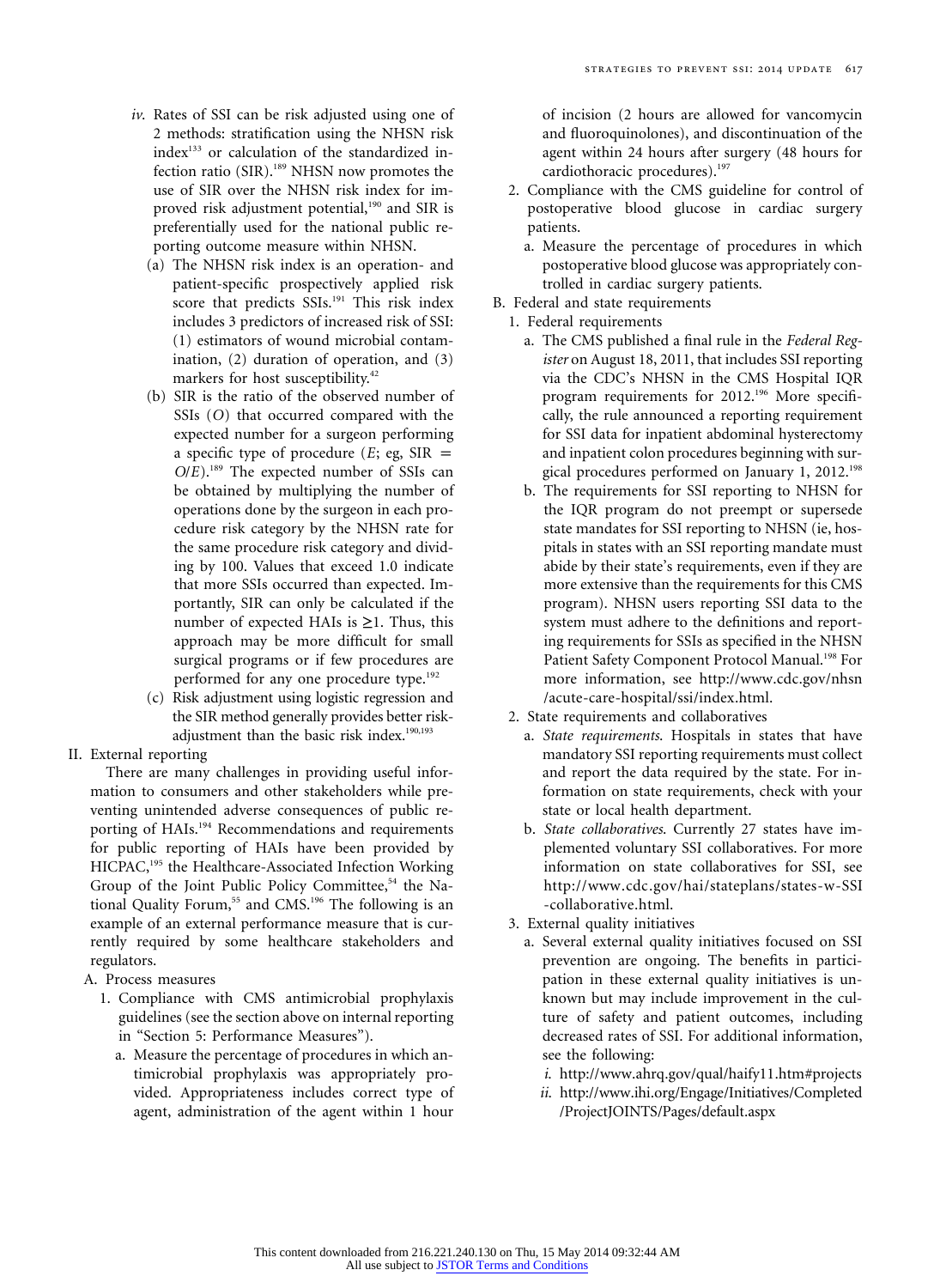*iv.* Rates of SSI can be risk adjusted using one of 2 methods: stratification using the NHSN risk index[133] or calculation of the standardized infection ratio (SIR).[189] NHSN now promotes the use of SIR over the NHSN risk index for improved risk adjustment potential,[190] and SIR is preferentially used for the national public reporting outcome measure within NHSN.

(a) The NHSN risk index is an operation- and patient-specific prospectively applied risk score that predicts SSIs.[191] This risk index includes 3 predictors of increased risk of SSI: (1) estimators of wound microbial contamination, (2) duration of operation, and (3) markers for host susceptibility.[42]

(b) SIR is the ratio of the observed number of SSIs ($O$) that occurred compared with the expected number for a surgeon performing a specific type of procedure ($E$; eg, $SIR = O/E$).[189] The expected number of SSIs can be obtained by multiplying the number of operations done by the surgeon in each procedure risk category by the NHSN rate for the same procedure risk category and dividing by 100. Values that exceed 1.0 indicate that more SSIs occurred than expected. Importantly, SIR can only be calculated if the number of expected HAIs is $\geq 1$. Thus, this approach may be more difficult for small surgical programs or if few procedures are performed for any one procedure type.[192]

(c) Risk adjustment using logistic regression and the SIR method generally provides better risk-adjustment than the basic risk index.[190,193]

II. External reporting

There are many challenges in providing useful information to consumers and other stakeholders while preventing unintended adverse consequences of public reporting of HAIs.[194] Recommendations and requirements for public reporting of HAIs have been provided by HICPAC,[195] the Healthcare-Associated Infection Working Group of the Joint Public Policy Committee,[54] the National Quality Forum,[55] and CMS.[196] The following is an example of an external performance measure that is currently required by some healthcare stakeholders and regulators.

A. Process measures

1. Compliance with CMS antimicrobial prophylaxis guidelines (see the section above on internal reporting in "Section 5: Performance Measures").

a. Measure the percentage of procedures in which antimicrobial prophylaxis was appropriately provided. Appropriateness includes correct type of agent, administration of the agent within 1 hour of incision (2 hours are allowed for vancomycin and fluoroquinolones), and discontinuation of the agent within 24 hours after surgery (48 hours for cardiothoracic procedures).[197]

2. Compliance with the CMS guideline for control of postoperative blood glucose in cardiac surgery patients.

a. Measure the percentage of procedures in which postoperative blood glucose was appropriately controlled in cardiac surgery patients.

B. Federal and state requirements

1. Federal requirements

a. The CMS published a final rule in the *Federal Register* on August 18, 2011, that includes SSI reporting via the CDC's NHSN in the CMS Hospital IQR program requirements for 2012.[196] More specifically, the rule announced a reporting requirement for SSI data for inpatient abdominal hysterectomy and inpatient colon procedures beginning with surgical procedures performed on January 1, 2012.[198]

b. The requirements for SSI reporting to NHSN for the IQR program do not preempt or supersede state mandates for SSI reporting to NHSN (ie, hospitals in states with an SSI reporting mandate must abide by their state's requirements, even if they are more extensive than the requirements for this CMS program). NHSN users reporting SSI data to the system must adhere to the definitions and reporting requirements for SSIs as specified in the NHSN Patient Safety Component Protocol Manual.[198] For more information, see http://www.cdc.gov/nhsn/acute-care-hospital/ssi/index.html.

2. State requirements and collaboratives

a. *State requirements.* Hospitals in states that have mandatory SSI reporting requirements must collect and report the data required by the state. For information on state requirements, check with your state or local health department.

b. *State collaboratives.* Currently 27 states have implemented voluntary SSI collaboratives. For more information on state collaboratives for SSI, see http://www.cdc.gov/hai/stateplans/states-w-SSI-collaborative.html.

3. External quality initiatives

a. Several external quality initiatives focused on SSI prevention are ongoing. The benefits in participation in these external quality initiatives is unknown but may include improvement in the culture of safety and patient outcomes, including decreased rates of SSI. For additional information, see the following:

*i.* http://www.ahrq.gov/qual/haify11.htm#projects

*ii.* http://www.ihi.org/Engage/Initiatives/Completed/ProjectJOINTS/Pages/default.aspx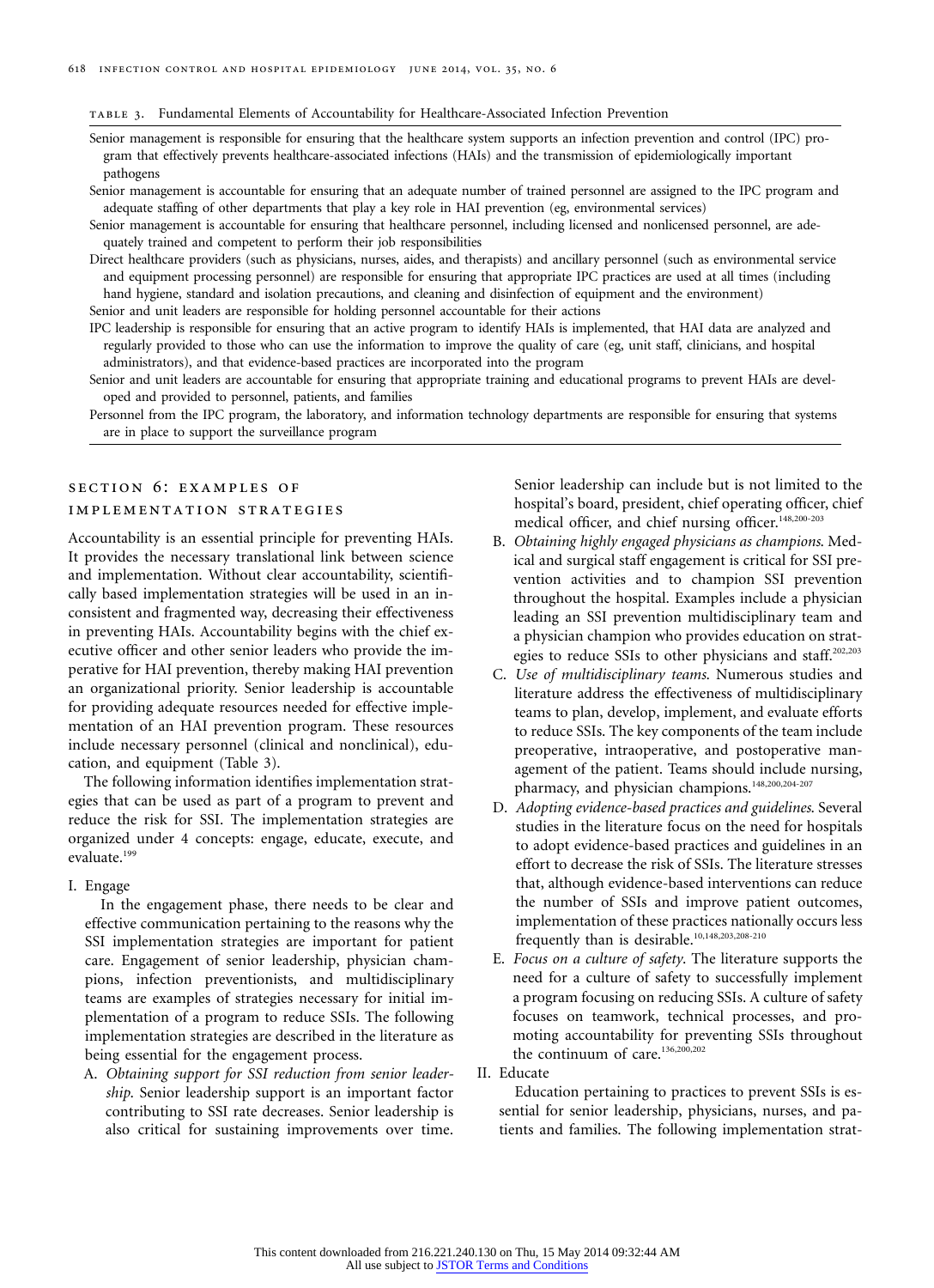Table 3. Fundamental Elements of Accountability for Healthcare-Associated Infection Prevention

| |
|---|
| Senior management is responsible for ensuring that the healthcare system supports an infection prevention and control (IPC) program that effectively prevents healthcare-associated infections (HAIs) and the transmission of epidemiologically important pathogens |
| Senior management is accountable for ensuring that an adequate number of trained personnel are assigned to the IPC program and adequate staffing of other departments that play a key role in HAI prevention (eg, environmental services) |
| Senior management is accountable for ensuring that healthcare personnel, including licensed and nonlicensed personnel, are adequately trained and competent to perform their job responsibilities |
| Direct healthcare providers (such as physicians, nurses, aides, and therapists) and ancillary personnel (such as environmental service and equipment processing personnel) are responsible for ensuring that appropriate IPC practices are used at all times (including hand hygiene, standard and isolation precautions, and cleaning and disinfection of equipment and the environment) |
| Senior and unit leaders are responsible for holding personnel accountable for their actions |
| IPC leadership is responsible for ensuring that an active program to identify HAIs is implemented, that HAI data are analyzed and regularly provided to those who can use the information to improve the quality of care (eg, unit staff, clinicians, and hospital administrators), and that evidence-based practices are incorporated into the program |
| Senior and unit leaders are accountable for ensuring that appropriate training and educational programs to prevent HAIs are developed and provided to personnel, patients, and families |
| Personnel from the IPC program, the laboratory, and information technology departments are responsible for ensuring that systems are in place to support the surveillance program |

## Section 6: Examples of Implementation Strategies

Accountability is an essential principle for preventing HAIs. It provides the necessary translational link between science and implementation. Without clear accountability, scientifically based implementation strategies will be used in an inconsistent and fragmented way, decreasing their effectiveness in preventing HAIs. Accountability begins with the chief executive officer and other senior leaders who provide the imperative for HAI prevention, thereby making HAI prevention an organizational priority. Senior leadership is accountable for providing adequate resources needed for effective implementation of an HAI prevention program. These resources include necessary personnel (clinical and nonclinical), education, and equipment (Table 3).

The following information identifies implementation strategies that can be used as part of a program to prevent and reduce the risk for SSI. The implementation strategies are organized under 4 concepts: engage, educate, execute, and evaluate.[199]

I. Engage

In the engagement phase, there needs to be clear and effective communication pertaining to the reasons why the SSI implementation strategies are important for patient care. Engagement of senior leadership, physician champions, infection preventionists, and multidisciplinary teams are examples of strategies necessary for initial implementation of a program to reduce SSIs. The following implementation strategies are described in the literature as being essential for the engagement process.

A. *Obtaining support for SSI reduction from senior leadership.* Senior leadership support is an important factor contributing to SSI rate decreases. Senior leadership is also critical for sustaining improvements over time. Senior leadership can include but is not limited to the hospital's board, president, chief operating officer, chief medical officer, and chief nursing officer.[148,200-203]

B. *Obtaining highly engaged physicians as champions.* Medical and surgical staff engagement is critical for SSI prevention activities and to champion SSI prevention throughout the hospital. Examples include a physician leading an SSI prevention multidisciplinary team and a physician champion who provides education on strategies to reduce SSIs to other physicians and staff.[202,203]

C. *Use of multidisciplinary teams.* Numerous studies and literature address the effectiveness of multidisciplinary teams to plan, develop, implement, and evaluate efforts to reduce SSIs. The key components of the team include preoperative, intraoperative, and postoperative management of the patient. Teams should include nursing, pharmacy, and physician champions.[148,200,204-207]

D. *Adopting evidence-based practices and guidelines.* Several studies in the literature focus on the need for hospitals to adopt evidence-based practices and guidelines in an effort to decrease the risk of SSIs. The literature stresses that, although evidence-based interventions can reduce the number of SSIs and improve patient outcomes, implementation of these practices nationally occurs less frequently than is desirable.[10,148,203,208-210]

E. *Focus on a culture of safety.* The literature supports the need for a culture of safety to successfully implement a program focusing on reducing SSIs. A culture of safety focuses on teamwork, technical processes, and promoting accountability for preventing SSIs throughout the continuum of care.[136,200,202]

II. Educate

Education pertaining to practices to prevent SSIs is essential for senior leadership, physicians, nurses, and patients and families. The following implementation strat-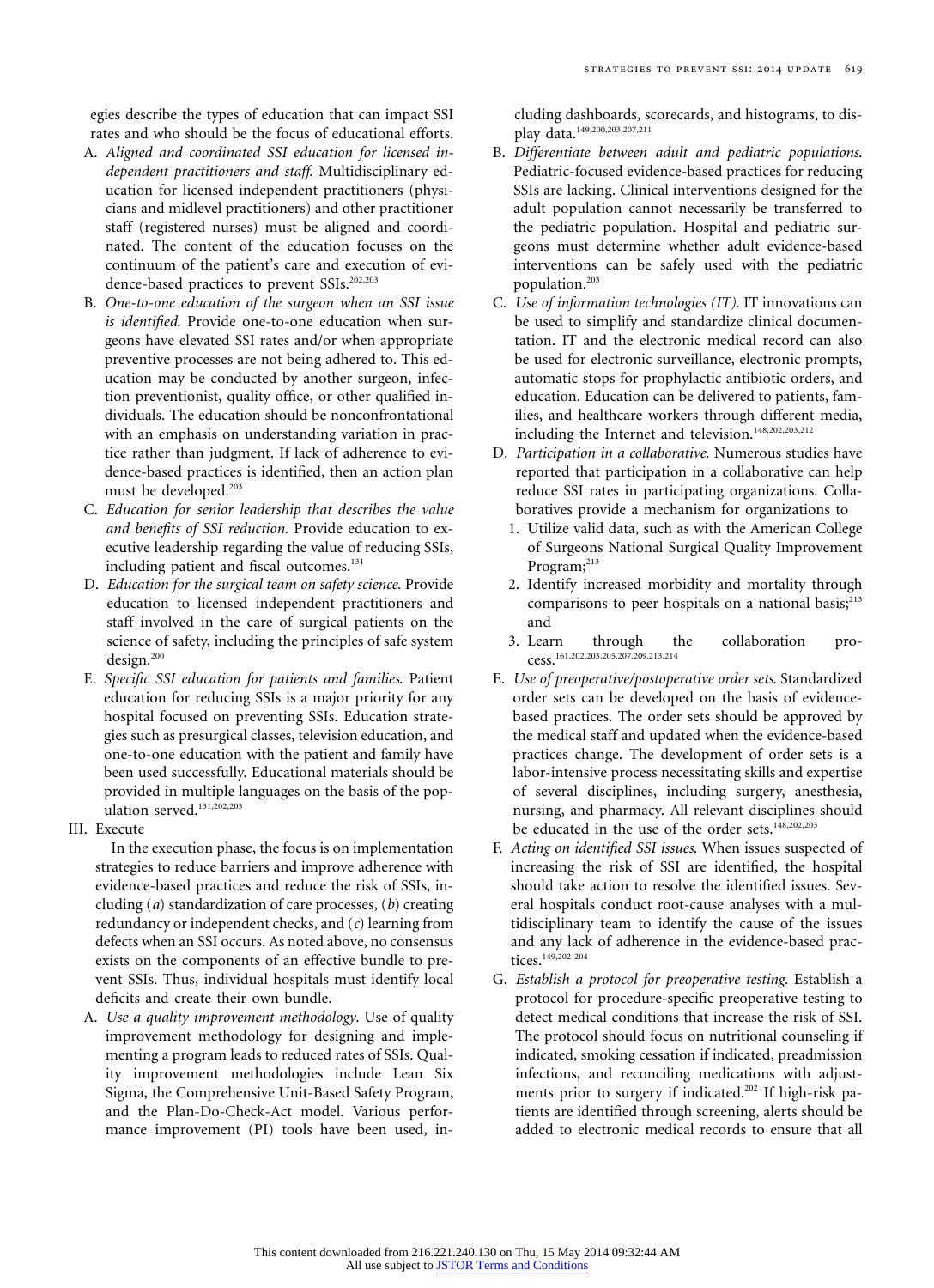egies describe the types of education that can impact SSI rates and who should be the focus of educational efforts.

A. *Aligned and coordinated SSI education for licensed independent practitioners and staff.* Multidisciplinary education for licensed independent practitioners (physicians and midlevel practitioners) and other practitioner staff (registered nurses) must be aligned and coordinated. The content of the education focuses on the continuum of the patient's care and execution of evidence-based practices to prevent SSIs.[202,203]

B. *One-to-one education of the surgeon when an SSI issue is identified.* Provide one-to-one education when surgeons have elevated SSI rates and/or when appropriate preventive processes are not being adhered to. This education may be conducted by another surgeon, infection preventionist, quality office, or other qualified individuals. The education should be nonconfrontational with an emphasis on understanding variation in practice rather than judgment. If lack of adherence to evidence-based practices is identified, then an action plan must be developed.[203]

C. *Education for senior leadership that describes the value and benefits of SSI reduction.* Provide education to executive leadership regarding the value of reducing SSIs, including patient and fiscal outcomes.[131]

D. *Education for the surgical team on safety science.* Provide education to licensed independent practitioners and staff involved in the care of surgical patients on the science of safety, including the principles of safe system design.[200]

E. *Specific SSI education for patients and families.* Patient education for reducing SSIs is a major priority for any hospital focused on preventing SSIs. Education strategies such as presurgical classes, television education, and one-to-one education with the patient and family have been used successfully. Educational materials should be provided in multiple languages on the basis of the population served.[131,202,203]

III. Execute

In the execution phase, the focus is on implementation strategies to reduce barriers and improve adherence with evidence-based practices and reduce the risk of SSIs, including (*a*) standardization of care processes, (*b*) creating redundancy or independent checks, and (*c*) learning from defects when an SSI occurs. As noted above, no consensus exists on the components of an effective bundle to prevent SSIs. Thus, individual hospitals must identify local deficits and create their own bundle.

A. *Use a quality improvement methodology.* Use of quality improvement methodology for designing and implementing a program leads to reduced rates of SSIs. Quality improvement methodologies include Lean Six Sigma, the Comprehensive Unit-Based Safety Program, and the Plan-Do-Check-Act model. Various performance improvement (PI) tools have been used, including dashboards, scorecards, and histograms, to display data.[149,200,203,207,211]

B. *Differentiate between adult and pediatric populations.* Pediatric-focused evidence-based practices for reducing SSIs are lacking. Clinical interventions designed for the adult population cannot necessarily be transferred to the pediatric population. Hospital and pediatric surgeons must determine whether adult evidence-based interventions can be safely used with the pediatric population.[203]

C. *Use of information technologies (IT).* IT innovations can be used to simplify and standardize clinical documentation. IT and the electronic medical record can also be used for electronic surveillance, electronic prompts, automatic stops for prophylactic antibiotic orders, and education. Education can be delivered to patients, families, and healthcare workers through different media, including the Internet and television.[148,202,203,212]

D. *Participation in a collaborative.* Numerous studies have reported that participation in a collaborative can help reduce SSI rates in participating organizations. Collaboratives provide a mechanism for organizations to
   1. Utilize valid data, such as with the American College of Surgeons National Surgical Quality Improvement Program;[213]
   2. Identify increased morbidity and mortality through comparisons to peer hospitals on a national basis;[213] and
   3. Learn through the collaboration process.[161,202,203,205,207,209,213,214]

E. *Use of preoperative/postoperative order sets.* Standardized order sets can be developed on the basis of evidence-based practices. The order sets should be approved by the medical staff and updated when the evidence-based practices change. The development of order sets is a labor-intensive process necessitating skills and expertise of several disciplines, including surgery, anesthesia, nursing, and pharmacy. All relevant disciplines should be educated in the use of the order sets.[148,202,203]

F. *Acting on identified SSI issues.* When issues suspected of increasing the risk of SSI are identified, the hospital should take action to resolve the identified issues. Several hospitals conduct root-cause analyses with a multidisciplinary team to identify the cause of the issues and any lack of adherence in the evidence-based practices.[149,202-204]

G. *Establish a protocol for preoperative testing.* Establish a protocol for procedure-specific preoperative testing to detect medical conditions that increase the risk of SSI. The protocol should focus on nutritional counseling if indicated, smoking cessation if indicated, preadmission infections, and reconciling medications with adjustments prior to surgery if indicated.[202] If high-risk patients are identified through screening, alerts should be added to electronic medical records to ensure that all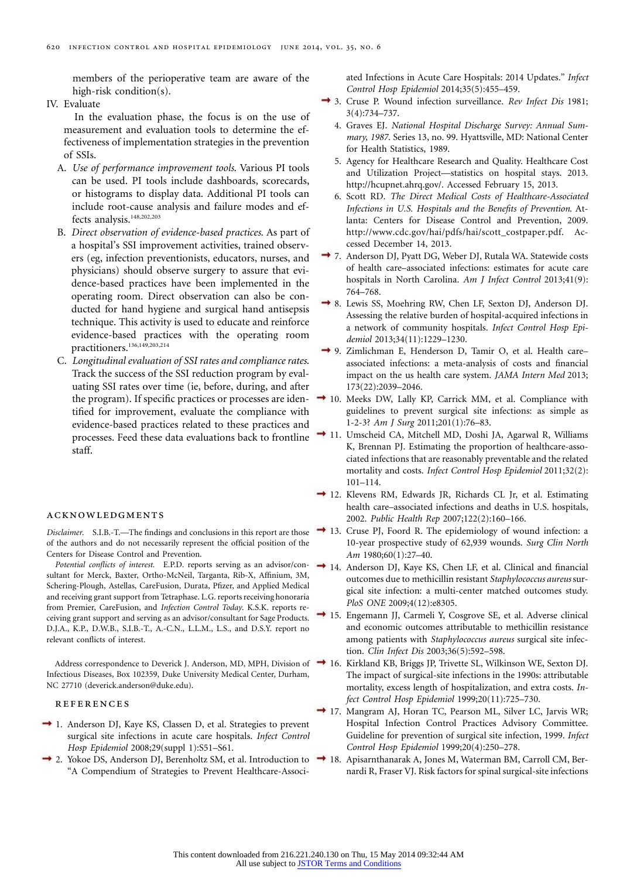members of the perioperative team are aware of the high-risk condition(s).

IV. Evaluate

In the evaluation phase, the focus is on the use of measurement and evaluation tools to determine the effectiveness of implementation strategies in the prevention of SSIs.

A. *Use of performance improvement tools.* Various PI tools can be used. PI tools include dashboards, scorecards, or histograms to display data. Additional PI tools can include root-cause analysis and failure modes and effects analysis.[148,202,203]

B. *Direct observation of evidence-based practices.* As part of a hospital's SSI improvement activities, trained observers (eg, infection preventionists, educators, nurses, and physicians) should observe surgery to assure that evidence-based practices have been implemented in the operating room. Direct observation can also be conducted for hand hygiene and surgical hand antisepsis technique. This activity is used to educate and reinforce evidence-based practices with the operating room practitioners.[136,149,203,214]

C. *Longitudinal evaluation of SSI rates and compliance rates.* Track the success of the SSI reduction program by evaluating SSI rates over time (ie, before, during, and after the program). If specific practices or processes are identified for improvement, evaluate the compliance with evidence-based practices related to these practices and processes. Feed these data evaluations back to frontline staff.

## ACKNOWLEDGMENTS

*Disclaimer.* S.I.B.-T.—The findings and conclusions in this report are those of the authors and do not necessarily represent the official position of the Centers for Disease Control and Prevention.

*Potential conflicts of interest.* E.P.D. reports serving as an advisor/consultant for Merck, Baxter, Ortho-McNeil, Targanta, Rib-X, Affinium, 3M, Schering-Plough, Astellas, CareFusion, Durata, Pfizer, and Applied Medical and receiving grant support from Tetraphase. L.G. reports receiving honoraria from Premier, CareFusion, and *Infection Control Today.* K.S.K. reports receiving grant support and serving as an advisor/consultant for Sage Products. D.J.A., K.P., D.W.B., S.I.B.-T., A.-C.N., L.L.M., L.S., and D.S.Y. report no relevant conflicts of interest.

Address correspondence to Deverick J. Anderson, MD, MPH, Division of Infectious Diseases, Box 102359, Duke University Medical Center, Durham, NC 27710 (deverick.anderson@duke.edu).

## REFERENCES

1. Anderson DJ, Kaye KS, Classen D, et al. Strategies to prevent surgical site infections in acute care hospitals. *Infect Control Hosp Epidemiol* 2008;29(suppl 1):S51–S61.
2. Yokoe DS, Anderson DJ, Berenholtz SM, et al. Introduction to "A Compendium of Strategies to Prevent Healthcare-Associated Infections in Acute Care Hospitals: 2014 Updates." *Infect Control Hosp Epidemiol* 2014;35(5):455–459.
3. Cruse P. Wound infection surveillance. *Rev Infect Dis* 1981; 3(4):734–737.
4. Graves EJ. *National Hospital Discharge Survey: Annual Summary, 1987.* Series 13, no. 99. Hyattsville, MD: National Center for Health Statistics, 1989.
5. Agency for Healthcare Research and Quality. Healthcare Cost and Utilization Project—statistics on hospital stays. 2013. http://hcupnet.ahrq.gov/. Accessed February 15, 2013.
6. Scott RD. *The Direct Medical Costs of Healthcare-Associated Infections in U.S. Hospitals and the Benefits of Prevention.* Atlanta: Centers for Disease Control and Prevention, 2009. http://www.cdc.gov/hai/pdfs/hai/scott_costpaper.pdf. Accessed December 14, 2013.
7. Anderson DJ, Pyatt DG, Weber DJ, Rutala WA. Statewide costs of health care–associated infections: estimates for acute care hospitals in North Carolina. *Am J Infect Control* 2013;41(9): 764–768.
8. Lewis SS, Moehring RW, Chen LF, Sexton DJ, Anderson DJ. Assessing the relative burden of hospital-acquired infections in a network of community hospitals. *Infect Control Hosp Epidemiol* 2013;34(11):1229–1230.
9. Zimlichman E, Henderson D, Tamir O, et al. Health care–associated infections: a meta-analysis of costs and financial impact on the us health care system. *JAMA Intern Med* 2013; 173(22):2039–2046.
10. Meeks DW, Lally KP, Carrick MM, et al. Compliance with guidelines to prevent surgical site infections: as simple as 1-2-3? *Am J Surg* 2011;201(1):76–83.
11. Umscheid CA, Mitchell MD, Doshi JA, Agarwal R, Williams K, Brennan PJ. Estimating the proportion of healthcare-associated infections that are reasonably preventable and the related mortality and costs. *Infect Control Hosp Epidemiol* 2011;32(2): 101–114.
12. Klevens RM, Edwards JR, Richards CL Jr, et al. Estimating health care–associated infections and deaths in U.S. hospitals, 2002. *Public Health Rep* 2007;122(2):160–166.
13. Cruse PJ, Foord R. The epidemiology of wound infection: a 10-year prospective study of 62,939 wounds. *Surg Clin North Am* 1980;60(1):27–40.
14. Anderson DJ, Kaye KS, Chen LF, et al. Clinical and financial outcomes due to methicillin resistant *Staphylococcus aureus* surgical site infection: a multi-center matched outcomes study. *PloS ONE* 2009;4(12):e8305.
15. Engemann JJ, Carmeli Y, Cosgrove SE, et al. Adverse clinical and economic outcomes attributable to methicillin resistance among patients with *Staphylococcus aureus* surgical site infection. *Clin Infect Dis* 2003;36(5):592–598.
16. Kirkland KB, Briggs JP, Trivette SL, Wilkinson WE, Sexton DJ. The impact of surgical-site infections in the 1990s: attributable mortality, excess length of hospitalization, and extra costs. *Infect Control Hosp Epidemiol* 1999;20(11):725–730.
17. Mangram AJ, Horan TC, Pearson ML, Silver LC, Jarvis WR; Hospital Infection Control Practices Advisory Committee. Guideline for prevention of surgical site infection, 1999. *Infect Control Hosp Epidemiol* 1999;20(4):250–278.
18. Apisarnthanarak A, Jones M, Waterman BM, Carroll CM, Bernardi R, Fraser VJ. Risk factors for spinal surgical-site infections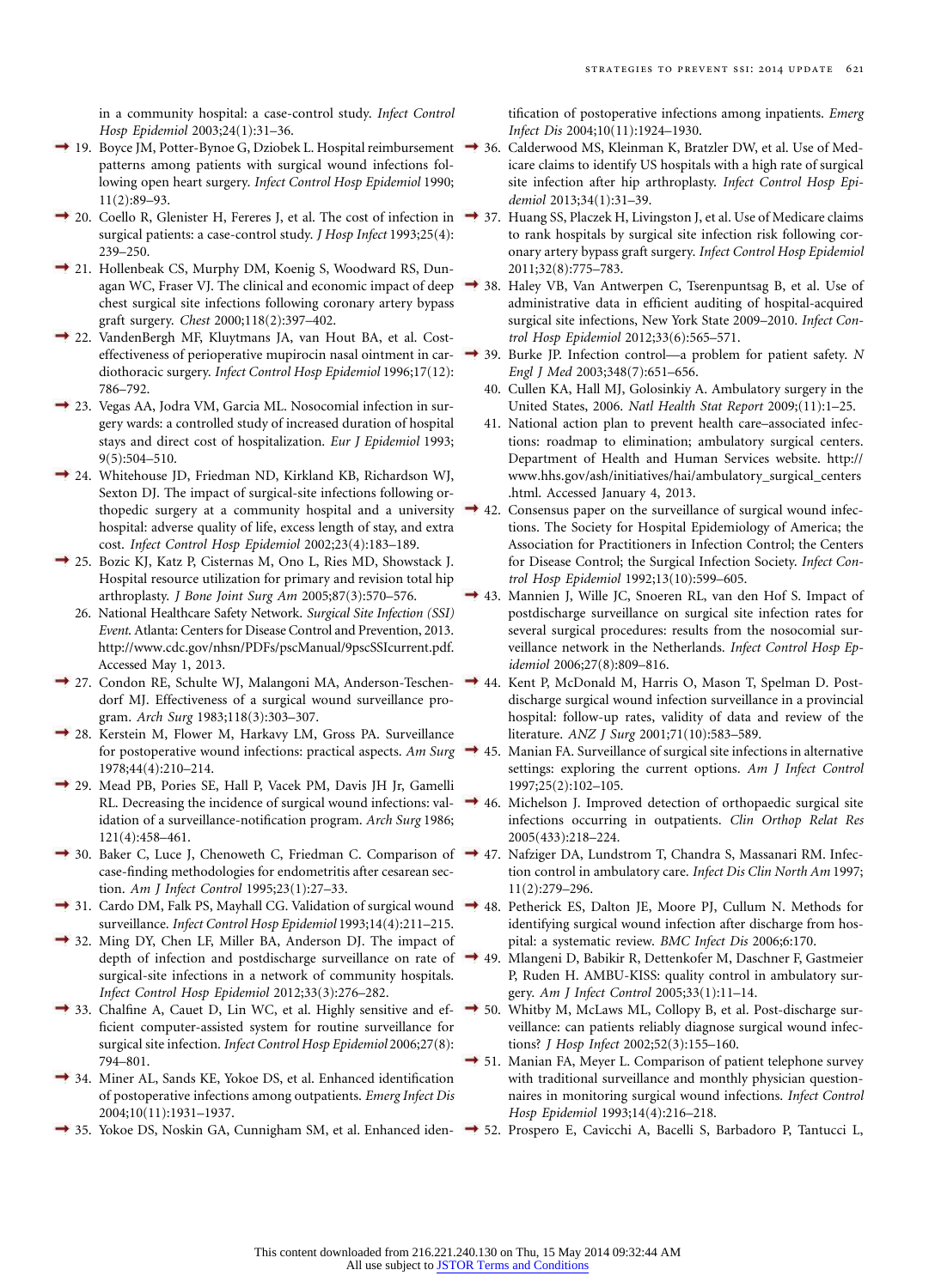in a community hospital: a case-control study. *Infect Control Hosp Epidemiol* 2003;24(1):31–36.

19. Boyce JM, Potter-Bynoe G, Dziobek L. Hospital reimbursement patterns among patients with surgical wound infections following open heart surgery. *Infect Control Hosp Epidemiol* 1990; 11(2):89–93.
20. Coello R, Glenister H, Fereres J, et al. The cost of infection in surgical patients: a case-control study. *J Hosp Infect* 1993;25(4): 239–250.
21. Hollenbeak CS, Murphy DM, Koenig S, Woodward RS, Dunagan WC, Fraser VJ. The clinical and economic impact of deep chest surgical site infections following coronary artery bypass graft surgery. *Chest* 2000;118(2):397–402.
22. VandenBergh MF, Kluytmans JA, van Hout BA, et al. Cost-effectiveness of perioperative mupirocin nasal ointment in cardiothoracic surgery. *Infect Control Hosp Epidemiol* 1996;17(12): 786–792.
23. Vegas AA, Jodra VM, Garcia ML. Nosocomial infection in surgery wards: a controlled study of increased duration of hospital stays and direct cost of hospitalization. *Eur J Epidemiol* 1993; 9(5):504–510.
24. Whitehouse JD, Friedman ND, Kirkland KB, Richardson WJ, Sexton DJ. The impact of surgical-site infections following orthopedic surgery at a community hospital and a university hospital: adverse quality of life, excess length of stay, and extra cost. *Infect Control Hosp Epidemiol* 2002;23(4):183–189.
25. Bozic KJ, Katz P, Cisternas M, Ono L, Ries MD, Showstack J. Hospital resource utilization for primary and revision total hip arthroplasty. *J Bone Joint Surg Am* 2005;87(3):570–576.
26. National Healthcare Safety Network. *Surgical Site Infection (SSI) Event*. Atlanta: Centers for Disease Control and Prevention, 2013. http://www.cdc.gov/nhsn/PDFs/pscManual/9pscSSIcurrent.pdf. Accessed May 1, 2013.
27. Condon RE, Schulte WJ, Malangoni MA, Anderson-Teschendorf MJ. Effectiveness of a surgical wound surveillance program. *Arch Surg* 1983;118(3):303–307.
28. Kerstein M, Flower M, Harkavy LM, Gross PA. Surveillance for postoperative wound infections: practical aspects. *Am Surg* 1978;44(4):210–214.
29. Mead PB, Pories SE, Hall P, Vacek PM, Davis JH Jr, Gamelli RL. Decreasing the incidence of surgical wound infections: validation of a surveillance-notification program. *Arch Surg* 1986; 121(4):458–461.
30. Baker C, Luce J, Chenoweth C, Friedman C. Comparison of case-finding methodologies for endometritis after cesarean section. *Am J Infect Control* 1995;23(1):27–33.
31. Cardo DM, Falk PS, Mayhall CG. Validation of surgical wound surveillance. *Infect Control Hosp Epidemiol* 1993;14(4):211–215.
32. Ming DY, Chen LF, Miller BA, Anderson DJ. The impact of depth of infection and postdischarge surveillance on rate of surgical-site infections in a network of community hospitals. *Infect Control Hosp Epidemiol* 2012;33(3):276–282.
33. Chalfine A, Cauet D, Lin WC, et al. Highly sensitive and efficient computer-assisted system for routine surveillance for surgical site infection. *Infect Control Hosp Epidemiol* 2006;27(8): 794–801.
34. Miner AL, Sands KE, Yokoe DS, et al. Enhanced identification of postoperative infections among outpatients. *Emerg Infect Dis* 2004;10(11):1931–1937.
35. Yokoe DS, Noskin GA, Cunnigham SM, et al. Enhanced identification of postoperative infections among inpatients. *Emerg Infect Dis* 2004;10(11):1924–1930.
36. Calderwood MS, Kleinman K, Bratzler DW, et al. Use of Medicare claims to identify US hospitals with a high rate of surgical site infection after hip arthroplasty. *Infect Control Hosp Epidemiol* 2013;34(1):31–39.
37. Huang SS, Placzek H, Livingston J, et al. Use of Medicare claims to rank hospitals by surgical site infection risk following coronary artery bypass graft surgery. *Infect Control Hosp Epidemiol* 2011;32(8):775–783.
38. Haley VB, Van Antwerpen C, Tserenpuntsag B, et al. Use of administrative data in efficient auditing of hospital-acquired surgical site infections, New York State 2009–2010. *Infect Control Hosp Epidemiol* 2012;33(6):565–571.
39. Burke JP. Infection control—a problem for patient safety. *N Engl J Med* 2003;348(7):651–656.
40. Cullen KA, Hall MJ, Golosinkiy A. Ambulatory surgery in the United States, 2006. *Natl Health Stat Report* 2009;(11):1–25.
41. National action plan to prevent health care–associated infections: roadmap to elimination; ambulatory surgical centers. Department of Health and Human Services website. http://www.hhs.gov/ash/initiatives/hai/ambulatory_surgical_centers.html. Accessed January 4, 2013.
42. Consensus paper on the surveillance of surgical wound infections. The Society for Hospital Epidemiology of America; the Association for Practitioners in Infection Control; the Centers for Disease Control; the Surgical Infection Society. *Infect Control Hosp Epidemiol* 1992;13(10):599–605.
43. Mannien J, Wille JC, Snoeren RL, van den Hof S. Impact of postdischarge surveillance on surgical site infection rates for several surgical procedures: results from the nosocomial surveillance network in the Netherlands. *Infect Control Hosp Epidemiol* 2006;27(8):809–816.
44. Kent P, McDonald M, Harris O, Mason T, Spelman D. Post-discharge surgical wound infection surveillance in a provincial hospital: follow-up rates, validity of data and review of the literature. *ANZ J Surg* 2001;71(10):583–589.
45. Manian FA. Surveillance of surgical site infections in alternative settings: exploring the current options. *Am J Infect Control* 1997;25(2):102–105.
46. Michelson J. Improved detection of orthopaedic surgical site infections occurring in outpatients. *Clin Orthop Relat Res* 2005(433):218–224.
47. Nafziger DA, Lundstrom T, Chandra S, Massanari RM. Infection control in ambulatory care. *Infect Dis Clin North Am* 1997; 11(2):279–296.
48. Petherick ES, Dalton JE, Moore PJ, Cullum N. Methods for identifying surgical wound infection after discharge from hospital: a systematic review. *BMC Infect Dis* 2006;6:170.
49. Mlangeni D, Babikir R, Dettenkofer M, Daschner F, Gastmeier P, Ruden H. AMBU-KISS: quality control in ambulatory surgery. *Am J Infect Control* 2005;33(1):11–14.
50. Whitby M, McLaws ML, Collopy B, et al. Post-discharge surveillance: can patients reliably diagnose surgical wound infections? *J Hosp Infect* 2002;52(3):155–160.
51. Manian FA, Meyer L. Comparison of patient telephone survey with traditional surveillance and monthly physician questionnaires in monitoring surgical wound infections. *Infect Control Hosp Epidemiol* 1993;14(4):216–218.
52. Prospero E, Cavicchi A, Bacelli S, Barbadoro P, Tantucci L,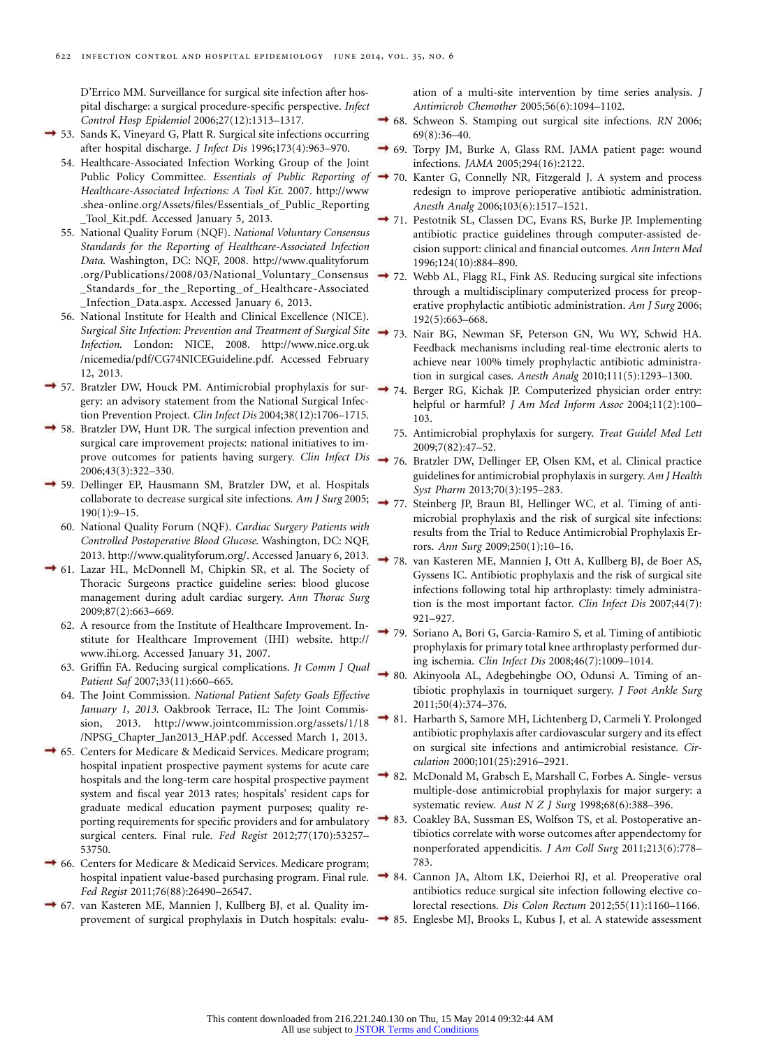D'Errico MM. Surveillance for surgical site infection after hospital discharge: a surgical procedure-specific perspective. *Infect Control Hosp Epidemiol* 2006;27(12):1313–1317.

53. Sands K, Vineyard G, Platt R. Surgical site infections occurring after hospital discharge. *J Infect Dis* 1996;173(4):963–970.
54. Healthcare-Associated Infection Working Group of the Joint Public Policy Committee. *Essentials of Public Reporting of Healthcare-Associated Infections: A Tool Kit.* 2007. http://www.shea-online.org/Assets/files/Essentials_of_Public_Reporting_Tool_Kit.pdf. Accessed January 5, 2013.
55. National Quality Forum (NQF). *National Voluntary Consensus Standards for the Reporting of Healthcare-Associated Infection Data.* Washington, DC: NQF, 2008. http://www.qualityforum.org/Publications/2008/03/National_Voluntary_Consensus_Standards_for_the_Reporting_of_Healthcare-Associated_Infection_Data.aspx. Accessed January 6, 2013.
56. National Institute for Health and Clinical Excellence (NICE). *Surgical Site Infection: Prevention and Treatment of Surgical Site Infection.* London: NICE, 2008. http://www.nice.org.uk/nicemedia/pdf/CG74NICEGuideline.pdf. Accessed February 12, 2013.
57. Bratzler DW, Houck PM. Antimicrobial prophylaxis for surgery: an advisory statement from the National Surgical Infection Prevention Project. *Clin Infect Dis* 2004;38(12):1706–1715.
58. Bratzler DW, Hunt DR. The surgical infection prevention and surgical care improvement projects: national initiatives to improve outcomes for patients having surgery. *Clin Infect Dis* 2006;43(3):322–330.
59. Dellinger EP, Hausmann SM, Bratzler DW, et al. Hospitals collaborate to decrease surgical site infections. *Am J Surg* 2005;190(1):9–15.
60. National Quality Forum (NQF). *Cardiac Surgery Patients with Controlled Postoperative Blood Glucose.* Washington, DC: NQF, 2013. http://www.qualityforum.org/. Accessed January 6, 2013.
61. Lazar HL, McDonnell M, Chipkin SR, et al. The Society of Thoracic Surgeons practice guideline series: blood glucose management during adult cardiac surgery. *Ann Thorac Surg* 2009;87(2):663–669.
62. A resource from the Institute of Healthcare Improvement. Institute for Healthcare Improvement (IHI) website. http://www.ihi.org. Accessed January 31, 2007.
63. Griffin FA. Reducing surgical complications. *Jt Comm J Qual Patient Saf* 2007;33(11):660–665.
64. The Joint Commission. *National Patient Safety Goals Effective January 1, 2013.* Oakbrook Terrace, IL: The Joint Commission, 2013. http://www.jointcommission.org/assets/1/18/NPSG_Chapter_Jan2013_HAP.pdf. Accessed March 1, 2013.
65. Centers for Medicare & Medicaid Services. Medicare program; hospital inpatient prospective payment systems for acute care hospitals and the long-term care hospital prospective payment system and fiscal year 2013 rates; hospitals' resident caps for graduate medical education payment purposes; quality reporting requirements for specific providers and for ambulatory surgical centers. Final rule. *Fed Regist* 2012;77(170):53257–53750.
66. Centers for Medicare & Medicaid Services. Medicare program; hospital inpatient value-based purchasing program. Final rule. *Fed Regist* 2011;76(88):26490–26547.
67. van Kasteren ME, Mannien J, Kullberg BJ, et al. Quality improvement of surgical prophylaxis in Dutch hospitals: evaluation of a multi-site intervention by time series analysis. *J Antimicrob Chemother* 2005;56(6):1094–1102.
68. Schweon S. Stamping out surgical site infections. *RN* 2006;69(8):36–40.
69. Torpy JM, Burke A, Glass RM. JAMA patient page: wound infections. *JAMA* 2005;294(16):2122.
70. Kanter G, Connelly NR, Fitzgerald J. A system and process redesign to improve perioperative antibiotic administration. *Anesth Analg* 2006;103(6):1517–1521.
71. Pestotnik SL, Classen DC, Evans RS, Burke JP. Implementing antibiotic practice guidelines through computer-assisted decision support: clinical and financial outcomes. *Ann Intern Med* 1996;124(10):884–890.
72. Webb AL, Flagg RL, Fink AS. Reducing surgical site infections through a multidisciplinary computerized process for preoperative prophylactic antibiotic administration. *Am J Surg* 2006;192(5):663–668.
73. Nair BG, Newman SF, Peterson GN, Wu WY, Schwid HA. Feedback mechanisms including real-time electronic alerts to achieve near 100% timely prophylactic antibiotic administration in surgical cases. *Anesth Analg* 2010;111(5):1293–1300.
74. Berger RG, Kichak JP. Computerized physician order entry: helpful or harmful? *J Am Med Inform Assoc* 2004;11(2):100–103.
75. Antimicrobial prophylaxis for surgery. *Treat Guidel Med Lett* 2009;7(82):47–52.
76. Bratzler DW, Dellinger EP, Olsen KM, et al. Clinical practice guidelines for antimicrobial prophylaxis in surgery. *Am J Health Syst Pharm* 2013;70(3):195–283.
77. Steinberg JP, Braun BI, Hellinger WC, et al. Timing of antimicrobial prophylaxis and the risk of surgical site infections: results from the Trial to Reduce Antimicrobial Prophylaxis Errors. *Ann Surg* 2009;250(1):10–16.
78. van Kasteren ME, Mannien J, Ott A, Kullberg BJ, de Boer AS, Gyssens IC. Antibiotic prophylaxis and the risk of surgical site infections following total hip arthroplasty: timely administration is the most important factor. *Clin Infect Dis* 2007;44(7):921–927.
79. Soriano A, Bori G, Garcia-Ramiro S, et al. Timing of antibiotic prophylaxis for primary total knee arthroplasty performed during ischemia. *Clin Infect Dis* 2008;46(7):1009–1014.
80. Akinyoola AL, Adegbehingbe OO, Odunsi A. Timing of antibiotic prophylaxis in tourniquet surgery. *J Foot Ankle Surg* 2011;50(4):374–376.
81. Harbarth S, Samore MH, Lichtenberg D, Carmeli Y. Prolonged antibiotic prophylaxis after cardiovascular surgery and its effect on surgical site infections and antimicrobial resistance. *Circulation* 2000;101(25):2916–2921.
82. McDonald M, Grabsch E, Marshall C, Forbes A. Single- versus multiple-dose antimicrobial prophylaxis for major surgery: a systematic review. *Aust N Z J Surg* 1998;68(6):388–396.
83. Coakley BA, Sussman ES, Wolfson TS, et al. Postoperative antibiotics correlate with worse outcomes after appendectomy for nonperforated appendicitis. *J Am Coll Surg* 2011;213(6):778–783.
84. Cannon JA, Altom LK, Deierhoi RJ, et al. Preoperative oral antibiotics reduce surgical site infection following elective colorectal resections. *Dis Colon Rectum* 2012;55(11):1160–1166.
85. Englesbe MJ, Brooks L, Kubus J, et al. A statewide assessment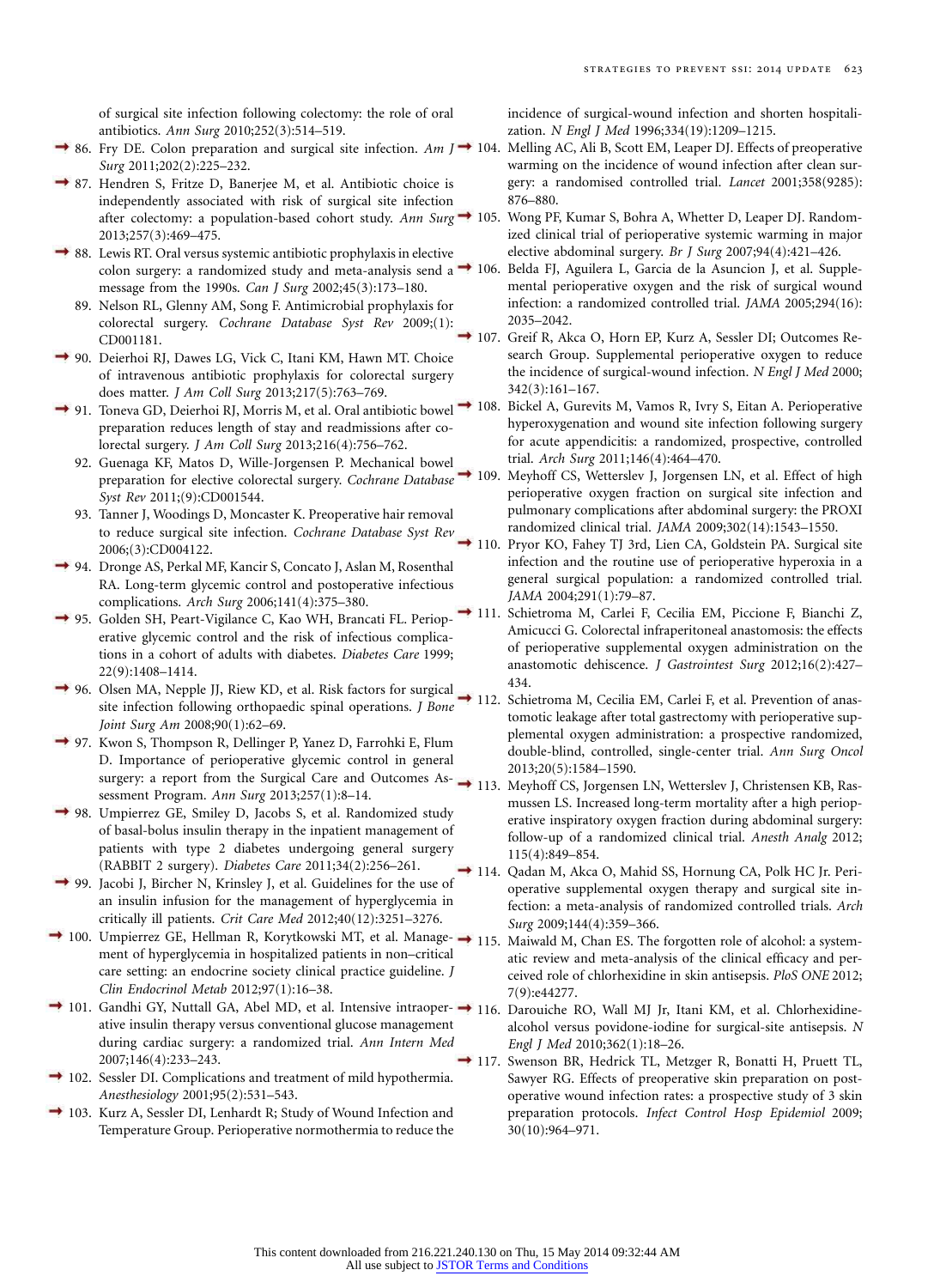of surgical site infection following colectomy: the role of oral antibiotics. *Ann Surg* 2010;252(3):514–519.

86. Fry DE. Colon preparation and surgical site infection. *Am J Surg* 2011;202(2):225–232.
87. Hendren S, Fritze D, Banerjee M, et al. Antibiotic choice is independently associated with risk of surgical site infection after colectomy: a population-based cohort study. *Ann Surg* 2013;257(3):469–475.
88. Lewis RT. Oral versus systemic antibiotic prophylaxis in elective colon surgery: a randomized study and meta-analysis send a message from the 1990s. *Can J Surg* 2002;45(3):173–180.
89. Nelson RL, Glenny AM, Song F. Antimicrobial prophylaxis for colorectal surgery. *Cochrane Database Syst Rev* 2009;(1):CD001181.
90. Deierhoi RJ, Dawes LG, Vick C, Itani KM, Hawn MT. Choice of intravenous antibiotic prophylaxis for colorectal surgery does matter. *J Am Coll Surg* 2013;217(5):763–769.
91. Toneva GD, Deierhoi RJ, Morris M, et al. Oral antibiotic bowel preparation reduces length of stay and readmissions after colorectal surgery. *J Am Coll Surg* 2013;216(4):756–762.
92. Guenaga KF, Matos D, Wille-Jorgensen P. Mechanical bowel preparation for elective colorectal surgery. *Cochrane Database Syst Rev* 2011;(9):CD001544.
93. Tanner J, Woodings D, Moncaster K. Preoperative hair removal to reduce surgical site infection. *Cochrane Database Syst Rev* 2006;(3):CD004122.
94. Dronge AS, Perkal MF, Kancir S, Concato J, Aslan M, Rosenthal RA. Long-term glycemic control and postoperative infectious complications. *Arch Surg* 2006;141(4):375–380.
95. Golden SH, Peart-Vigilance C, Kao WH, Brancati FL. Perioperative glycemic control and the risk of infectious complications in a cohort of adults with diabetes. *Diabetes Care* 1999;22(9):1408–1414.
96. Olsen MA, Nepple JJ, Riew KD, et al. Risk factors for surgical site infection following orthopaedic spinal operations. *J Bone Joint Surg Am* 2008;90(1):62–69.
97. Kwon S, Thompson R, Dellinger P, Yanez D, Farrohki E, Flum D. Importance of perioperative glycemic control in general surgery: a report from the Surgical Care and Outcomes Assessment Program. *Ann Surg* 2013;257(1):8–14.
98. Umpierrez GE, Smiley D, Jacobs S, et al. Randomized study of basal-bolus insulin therapy in the inpatient management of patients with type 2 diabetes undergoing general surgery (RABBIT 2 surgery). *Diabetes Care* 2011;34(2):256–261.
99. Jacobi J, Bircher N, Krinsley J, et al. Guidelines for the use of an insulin infusion for the management of hyperglycemia in critically ill patients. *Crit Care Med* 2012;40(12):3251–3276.
100. Umpierrez GE, Hellman R, Korytkowski MT, et al. Management of hyperglycemia in hospitalized patients in non–critical care setting: an endocrine society clinical practice guideline. *J Clin Endocrinol Metab* 2012;97(1):16–38.
101. Gandhi GY, Nuttall GA, Abel MD, et al. Intensive intraoperative insulin therapy versus conventional glucose management during cardiac surgery: a randomized trial. *Ann Intern Med* 2007;146(4):233–243.
102. Sessler DI. Complications and treatment of mild hypothermia. *Anesthesiology* 2001;95(2):531–543.
103. Kurz A, Sessler DI, Lenhardt R; Study of Wound Infection and Temperature Group. Perioperative normothermia to reduce the incidence of surgical-wound infection and shorten hospitalization. *N Engl J Med* 1996;334(19):1209–1215.
104. Melling AC, Ali B, Scott EM, Leaper DJ. Effects of preoperative warming on the incidence of wound infection after clean surgery: a randomised controlled trial. *Lancet* 2001;358(9285):876–880.
105. Wong PF, Kumar S, Bohra A, Whetter D, Leaper DJ. Randomized clinical trial of perioperative systemic warming in major elective abdominal surgery. *Br J Surg* 2007;94(4):421–426.
106. Belda FJ, Aguilera L, Garcia de la Asuncion J, et al. Supplemental perioperative oxygen and the risk of surgical wound infection: a randomized controlled trial. *JAMA* 2005;294(16):2035–2042.
107. Greif R, Akca O, Horn EP, Kurz A, Sessler DI; Outcomes Research Group. Supplemental perioperative oxygen to reduce the incidence of surgical-wound infection. *N Engl J Med* 2000;342(3):161–167.
108. Bickel A, Gurevits M, Vamos R, Ivry S, Eitan A. Perioperative hyperoxygenation and wound site infection following surgery for acute appendicitis: a randomized, prospective, controlled trial. *Arch Surg* 2011;146(4):464–470.
109. Meyhoff CS, Wetterslev J, Jorgensen LN, et al. Effect of high perioperative oxygen fraction on surgical site infection and pulmonary complications after abdominal surgery: the PROXI randomized clinical trial. *JAMA* 2009;302(14):1543–1550.
110. Pryor KO, Fahey TJ 3rd, Lien CA, Goldstein PA. Surgical site infection and the routine use of perioperative hyperoxia in a general surgical population: a randomized controlled trial. *JAMA* 2004;291(1):79–87.
111. Schietroma M, Carlei F, Cecilia EM, Piccione F, Bianchi Z, Amicucci G. Colorectal infraperitoneal anastomosis: the effects of perioperative supplemental oxygen administration on the anastomotic dehiscence. *J Gastrointest Surg* 2012;16(2):427–434.
112. Schietroma M, Cecilia EM, Carlei F, et al. Prevention of anastomotic leakage after total gastrectomy with perioperative supplemental oxygen administration: a prospective randomized, double-blind, controlled, single-center trial. *Ann Surg Oncol* 2013;20(5):1584–1590.
113. Meyhoff CS, Jorgensen LN, Wetterslev J, Christensen KB, Rasmussen LS. Increased long-term mortality after a high perioperative inspiratory oxygen fraction during abdominal surgery: follow-up of a randomized clinical trial. *Anesth Analg* 2012;115(4):849–854.
114. Qadan M, Akca O, Mahid SS, Hornung CA, Polk HC Jr. Perioperative supplemental oxygen therapy and surgical site infection: a meta-analysis of randomized controlled trials. *Arch Surg* 2009;144(4):359–366.
115. Maiwald M, Chan ES. The forgotten role of alcohol: a systematic review and meta-analysis of the clinical efficacy and perceived role of chlorhexidine in skin antisepsis. *PloS ONE* 2012;7(9):e44277.
116. Darouiche RO, Wall MJ Jr, Itani KM, et al. Chlorhexidine-alcohol versus povidone-iodine for surgical-site antisepsis. *N Engl J Med* 2010;362(1):18–26.
117. Swenson BR, Hedrick TL, Metzger R, Bonatti H, Pruett TL, Sawyer RG. Effects of preoperative skin preparation on postoperative wound infection rates: a prospective study of 3 skin preparation protocols. *Infect Control Hosp Epidemiol* 2009;30(10):964–971.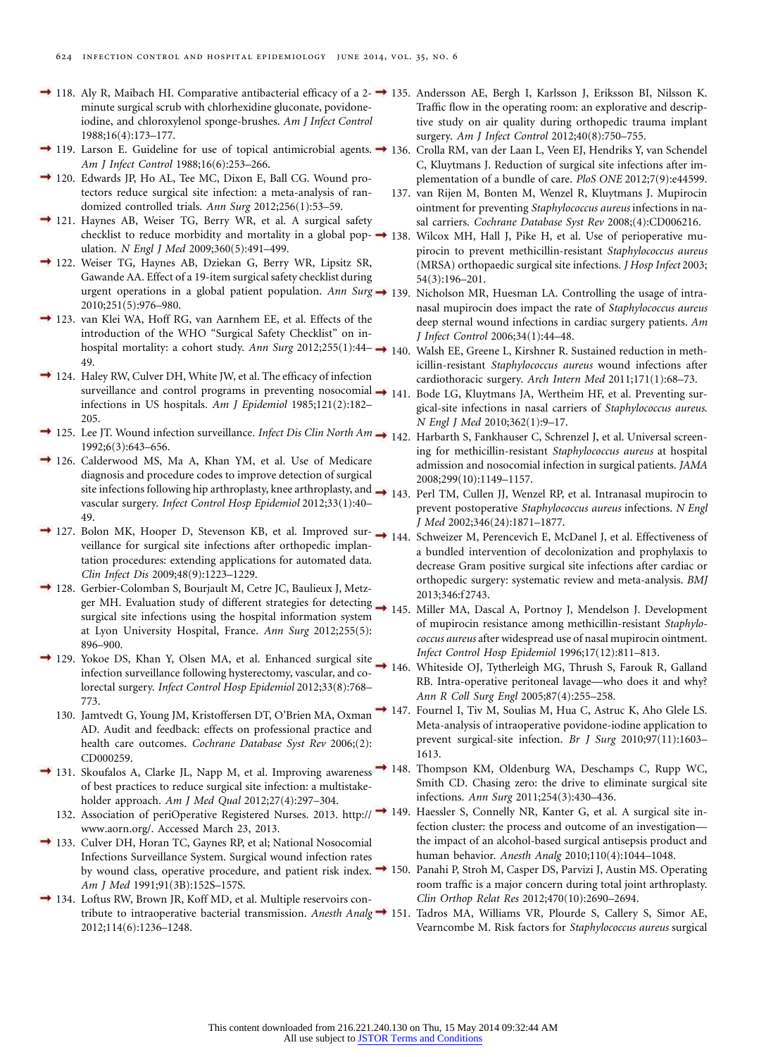118. Aly R, Maibach HI. Comparative antibacterial efficacy of a 2-minute surgical scrub with chlorhexidine gluconate, povidone-iodine, and chloroxylenol sponge-brushes. *Am J Infect Control* 1988;16(4):173–177.

119. Larson E. Guideline for use of topical antimicrobial agents. *Am J Infect Control* 1988;16(6):253–266.

120. Edwards JP, Ho AL, Tee MC, Dixon E, Ball CG. Wound protectors reduce surgical site infection: a meta-analysis of randomized controlled trials. *Ann Surg* 2012;256(1):53–59.

121. Haynes AB, Weiser TG, Berry WR, et al. A surgical safety checklist to reduce morbidity and mortality in a global population. *N Engl J Med* 2009;360(5):491–499.

122. Weiser TG, Haynes AB, Dziekan G, Berry WR, Lipsitz SR, Gawande AA. Effect of a 19-item surgical safety checklist during urgent operations in a global patient population. *Ann Surg* 2010;251(5):976–980.

123. van Klei WA, Hoff RG, van Aarnhem EE, et al. Effects of the introduction of the WHO "Surgical Safety Checklist" on in-hospital mortality: a cohort study. *Ann Surg* 2012;255(1):44–49.

124. Haley RW, Culver DH, White JW, et al. The efficacy of infection surveillance and control programs in preventing nosocomial infections in US hospitals. *Am J Epidemiol* 1985;121(2):182–205.

125. Lee JT. Wound infection surveillance. *Infect Dis Clin North Am* 1992;6(3):643–656.

126. Calderwood MS, Ma A, Khan YM, et al. Use of Medicare diagnosis and procedure codes to improve detection of surgical site infections following hip arthroplasty, knee arthroplasty, and vascular surgery. *Infect Control Hosp Epidemiol* 2012;33(1):40–49.

127. Bolon MK, Hooper D, Stevenson KB, et al. Improved surveillance for surgical site infections after orthopedic implantation procedures: extending applications for automated data. *Clin Infect Dis* 2009;48(9):1223–1229.

128. Gerbier-Colomban S, Bourjault M, Cetre JC, Baulieux J, Metzger MH. Evaluation study of different strategies for detecting surgical site infections using the hospital information system at Lyon University Hospital, France. *Ann Surg* 2012;255(5):896–900.

129. Yokoe DS, Khan Y, Olsen MA, et al. Enhanced surgical site infection surveillance following hysterectomy, vascular, and colorectal surgery. *Infect Control Hosp Epidemiol* 2012;33(8):768–773.

130. Jamtvedt G, Young JM, Kristoffersen DT, O'Brien MA, Oxman AD. Audit and feedback: effects on professional practice and health care outcomes. *Cochrane Database Syst Rev* 2006;(2):CD000259.

131. Skoufalos A, Clarke JL, Napp M, et al. Improving awareness of best practices to reduce surgical site infection: a multistakeholder approach. *Am J Med Qual* 2012;27(4):297–304.

132. Association of periOperative Registered Nurses. 2013. http://www.aorn.org/. Accessed March 23, 2013.

133. Culver DH, Horan TC, Gaynes RP, et al; National Nosocomial Infections Surveillance System. Surgical wound infection rates by wound class, operative procedure, and patient risk index. *Am J Med* 1991;91(3B):152S–157S.

134. Loftus RW, Brown JR, Koff MD, et al. Multiple reservoirs contribute to intraoperative bacterial transmission. *Anesth Analg* 2012;114(6):1236–1248.

135. Andersson AE, Bergh I, Karlsson J, Eriksson BI, Nilsson K. Traffic flow in the operating room: an explorative and descriptive study on air quality during orthopedic trauma implant surgery. *Am J Infect Control* 2012;40(8):750–755.

136. Crolla RM, van der Laan L, Veen EJ, Hendriks Y, van Schendel C, Kluytmans J. Reduction of surgical site infections after implementation of a bundle of care. *PloS ONE* 2012;7(9):e44599.

137. van Rijen M, Bonten M, Wenzel R, Kluytmans J. Mupirocin ointment for preventing *Staphylococcus aureus* infections in nasal carriers. *Cochrane Database Syst Rev* 2008;(4):CD006216.

138. Wilcox MH, Hall J, Pike H, et al. Use of perioperative mupirocin to prevent methicillin-resistant *Staphylococcus aureus* (MRSA) orthopaedic surgical site infections. *J Hosp Infect* 2003;54(3):196–201.

139. Nicholson MR, Huesman LA. Controlling the usage of intranasal mupirocin does impact the rate of *Staphylococcus aureus* deep sternal wound infections in cardiac surgery patients. *Am J Infect Control* 2006;34(1):44–48.

140. Walsh EE, Greene L, Kirshner R. Sustained reduction in methicillin-resistant *Staphylococcus aureus* wound infections after cardiothoracic surgery. *Arch Intern Med* 2011;171(1):68–73.

141. Bode LG, Kluytmans JA, Wertheim HF, et al. Preventing surgical-site infections in nasal carriers of *Staphylococcus aureus*. *N Engl J Med* 2010;362(1):9–17.

142. Harbarth S, Fankhauser C, Schrenzel J, et al. Universal screening for methicillin-resistant *Staphylococcus aureus* at hospital admission and nosocomial infection in surgical patients. *JAMA* 2008;299(10):1149–1157.

143. Perl TM, Cullen JJ, Wenzel RP, et al. Intranasal mupirocin to prevent postoperative *Staphylococcus aureus* infections. *N Engl J Med* 2002;346(24):1871–1877.

144. Schweizer M, Perencevich E, McDanel J, et al. Effectiveness of a bundled intervention of decolonization and prophylaxis to decrease Gram positive surgical site infections after cardiac or orthopedic surgery: systematic review and meta-analysis. *BMJ* 2013;346:f2743.

145. Miller MA, Dascal A, Portnoy J, Mendelson J. Development of mupirocin resistance among methicillin-resistant *Staphylococcus aureus* after widespread use of nasal mupirocin ointment. *Infect Control Hosp Epidemiol* 1996;17(12):811–813.

146. Whiteside OJ, Tytherleigh MG, Thrush S, Farouk R, Galland RB. Intra-operative peritoneal lavage—who does it and why? *Ann R Coll Surg Engl* 2005;87(4):255–258.

147. Fournel I, Tiv M, Soulias M, Hua C, Astruc K, Aho Glele LS. Meta-analysis of intraoperative povidone-iodine application to prevent surgical-site infection. *Br J Surg* 2010;97(11):1603–1613.

148. Thompson KM, Oldenburg WA, Deschamps C, Rupp WC, Smith CD. Chasing zero: the drive to eliminate surgical site infections. *Ann Surg* 2011;254(3):430–436.

149. Haessler S, Connelly NR, Kanter G, et al. A surgical site infection cluster: the process and outcome of an investigation—the impact of an alcohol-based surgical antisepsis product and human behavior. *Anesth Analg* 2010;110(4):1044–1048.

150. Panahi P, Stroh M, Casper DS, Parvizi J, Austin MS. Operating room traffic is a major concern during total joint arthroplasty. *Clin Orthop Relat Res* 2012;470(10):2690–2694.

151. Tadros MA, Williams VR, Plourde S, Callery S, Simor AE, Vearncombe M. Risk factors for *Staphylococcus aureus* surgical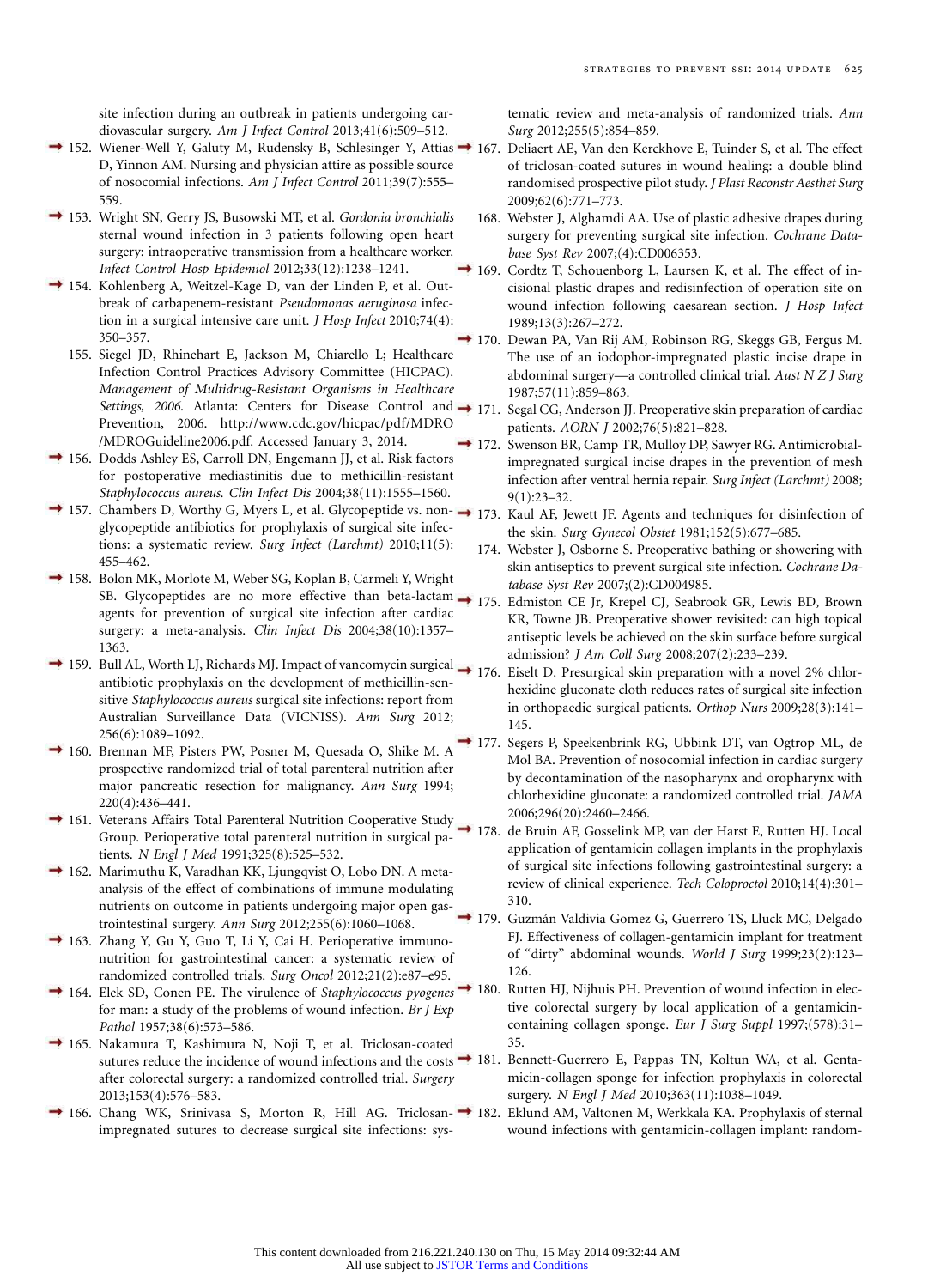site infection during an outbreak in patients undergoing cardiovascular surgery. *Am J Infect Control* 2013;41(6):509–512.

152. Wiener-Well Y, Galuty M, Rudensky B, Schlesinger Y, Attias D, Yinnon AM. Nursing and physician attire as possible source of nosocomial infections. *Am J Infect Control* 2011;39(7):555–559.
153. Wright SN, Gerry JS, Busowski MT, et al. *Gordonia bronchialis* sternal wound infection in 3 patients following open heart surgery: intraoperative transmission from a healthcare worker. *Infect Control Hosp Epidemiol* 2012;33(12):1238–1241.
154. Kohlenberg A, Weitzel-Kage D, van der Linden P, et al. Outbreak of carbapenem-resistant *Pseudomonas aeruginosa* infection in a surgical intensive care unit. *J Hosp Infect* 2010;74(4):350–357.
155. Siegel JD, Rhinehart E, Jackson M, Chiarello L; Healthcare Infection Control Practices Advisory Committee (HICPAC). *Management of Multidrug-Resistant Organisms in Healthcare Settings, 2006.* Atlanta: Centers for Disease Control and Prevention, 2006. http://www.cdc.gov/hicpac/pdf/MDRO/MDROGuideline2006.pdf. Accessed January 3, 2014.
156. Dodds Ashley ES, Carroll DN, Engemann JJ, et al. Risk factors for postoperative mediastinitis due to methicillin-resistant *Staphylococcus aureus. Clin Infect Dis* 2004;38(11):1555–1560.
157. Chambers D, Worthy G, Myers L, et al. Glycopeptide vs. non-glycopeptide antibiotics for prophylaxis of surgical site infections: a systematic review. *Surg Infect (Larchmt)* 2010;11(5):455–462.
158. Bolon MK, Morlote M, Weber SG, Koplan B, Carmeli Y, Wright SB. Glycopeptides are no more effective than beta-lactam agents for prevention of surgical site infection after cardiac surgery: a meta-analysis. *Clin Infect Dis* 2004;38(10):1357–1363.
159. Bull AL, Worth LJ, Richards MJ. Impact of vancomycin surgical antibiotic prophylaxis on the development of methicillin-sensitive *Staphylococcus aureus* surgical site infections: report from Australian Surveillance Data (VICNISS). *Ann Surg* 2012;256(6):1089–1092.
160. Brennan MF, Pisters PW, Posner M, Quesada O, Shike M. A prospective randomized trial of total parenteral nutrition after major pancreatic resection for malignancy. *Ann Surg* 1994;220(4):436–441.
161. Veterans Affairs Total Parenteral Nutrition Cooperative Study Group. Perioperative total parenteral nutrition in surgical patients. *N Engl J Med* 1991;325(8):525–532.
162. Marimuthu K, Varadhan KK, Ljungqvist O, Lobo DN. A meta-analysis of the effect of combinations of immune modulating nutrients on outcome in patients undergoing major open gastrointestinal surgery. *Ann Surg* 2012;255(6):1060–1068.
163. Zhang Y, Gu Y, Guo T, Li Y, Cai H. Perioperative immunonutrition for gastrointestinal cancer: a systematic review of randomized controlled trials. *Surg Oncol* 2012;21(2):e87–e95.
164. Elek SD, Conen PE. The virulence of *Staphylococcus pyogenes* for man: a study of the problems of wound infection. *Br J Exp Pathol* 1957;38(6):573–586.
165. Nakamura T, Kashimura N, Noji T, et al. Triclosan-coated sutures reduce the incidence of wound infections and the costs after colorectal surgery: a randomized controlled trial. *Surgery* 2013;153(4):576–583.
166. Chang WK, Srinivasa S, Morton R, Hill AG. Triclosan-impregnated sutures to decrease surgical site infections: systematic review and meta-analysis of randomized trials. *Ann Surg* 2012;255(5):854–859.
167. Deliaert AE, Van den Kerckhove E, Tuinder S, et al. The effect of triclosan-coated sutures in wound healing: a double blind randomised prospective pilot study. *J Plast Reconstr Aesthet Surg* 2009;62(6):771–773.
168. Webster J, Alghamdi AA. Use of plastic adhesive drapes during surgery for preventing surgical site infection. *Cochrane Database Syst Rev* 2007;(4):CD006353.
169. Cordtz T, Schouenborg L, Laursen K, et al. The effect of incisional plastic drapes and redisinfection of operation site on wound infection following caesarean section. *J Hosp Infect* 1989;13(3):267–272.
170. Dewan PA, Van Rij AM, Robinson RG, Skeggs GB, Fergus M. The use of an iodophor-impregnated plastic incise drape in abdominal surgery—a controlled clinical trial. *Aust N Z J Surg* 1987;57(11):859–863.
171. Segal CG, Anderson JJ. Preoperative skin preparation of cardiac patients. *AORN J* 2002;76(5):821–828.
172. Swenson BR, Camp TR, Mulloy DP, Sawyer RG. Antimicrobial-impregnated surgical incise drapes in the prevention of mesh infection after ventral hernia repair. *Surg Infect (Larchmt)* 2008;9(1):23–32.
173. Kaul AF, Jewett JF. Agents and techniques for disinfection of the skin. *Surg Gynecol Obstet* 1981;152(5):677–685.
174. Webster J, Osborne S. Preoperative bathing or showering with skin antiseptics to prevent surgical site infection. *Cochrane Database Syst Rev* 2007;(2):CD004985.
175. Edmiston CE Jr, Krepel CJ, Seabrook GR, Lewis BD, Brown KR, Towne JB. Preoperative shower revisited: can high topical antiseptic levels be achieved on the skin surface before surgical admission? *J Am Coll Surg* 2008;207(2):233–239.
176. Eiselt D. Presurgical skin preparation with a novel 2% chlorhexidine gluconate cloth reduces rates of surgical site infection in orthopaedic surgical patients. *Orthop Nurs* 2009;28(3):141–145.
177. Segers P, Speekenbrink RG, Ubbink DT, van Ogtrop ML, de Mol BA. Prevention of nosocomial infection in cardiac surgery by decontamination of the nasopharynx and oropharynx with chlorhexidine gluconate: a randomized controlled trial. *JAMA* 2006;296(20):2460–2466.
178. de Bruin AF, Gosselink MP, van der Harst E, Rutten HJ. Local application of gentamicin collagen implants in the prophylaxis of surgical site infections following gastrointestinal surgery: a review of clinical experience. *Tech Coloproctol* 2010;14(4):301–310.
179. Guzmán Valdivia Gomez G, Guerrero TS, Lluck MC, Delgado FJ. Effectiveness of collagen-gentamicin implant for treatment of "dirty" abdominal wounds. *World J Surg* 1999;23(2):123–126.
180. Rutten HJ, Nijhuis PH. Prevention of wound infection in elective colorectal surgery by local application of a gentamicin-containing collagen sponge. *Eur J Surg Suppl* 1997;(578):31–35.
181. Bennett-Guerrero E, Pappas TN, Koltun WA, et al. Gentamicin-collagen sponge for infection prophylaxis in colorectal surgery. *N Engl J Med* 2010;363(11):1038–1049.
182. Eklund AM, Valtonen M, Werkkala KA. Prophylaxis of sternal wound infections with gentamicin-collagen implant: random-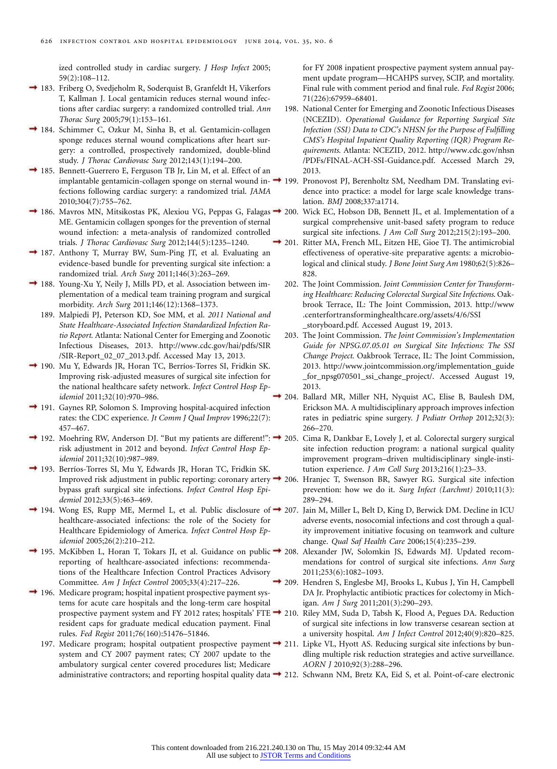ized controlled study in cardiac surgery. *J Hosp Infect* 2005; 59(2):108–112.

183. Friberg O, Svedjeholm R, Soderquist B, Granfeldt H, Vikerfors T, Kallman J. Local gentamicin reduces sternal wound infections after cardiac surgery: a randomized controlled trial. *Ann Thorac Surg* 2005;79(1):153–161.
184. Schimmer C, Ozkur M, Sinha B, et al. Gentamicin-collagen sponge reduces sternal wound complications after heart surgery: a controlled, prospectively randomized, double-blind study. *J Thorac Cardiovasc Surg* 2012;143(1):194–200.
185. Bennett-Guerrero E, Ferguson TB Jr, Lin M, et al. Effect of an implantable gentamicin-collagen sponge on sternal wound infections following cardiac surgery: a randomized trial. *JAMA* 2010;304(7):755–762.
186. Mavros MN, Mitsikostas PK, Alexiou VG, Peppas G, Falagas ME. Gentamicin collagen sponges for the prevention of sternal wound infection: a meta-analysis of randomized controlled trials. *J Thorac Cardiovasc Surg* 2012;144(5):1235–1240.
187. Anthony T, Murray BW, Sum-Ping JT, et al. Evaluating an evidence-based bundle for preventing surgical site infection: a randomized trial. *Arch Surg* 2011;146(3):263–269.
188. Young-Xu Y, Neily J, Mills PD, et al. Association between implementation of a medical team training program and surgical morbidity. *Arch Surg* 2011;146(12):1368–1373.
189. Malpiedi PJ, Peterson KD, Soe MM, et al. *2011 National and State Healthcare-Associated Infection Standardized Infection Ratio Report*. Atlanta: National Center for Emerging and Zoonotic Infectious Diseases, 2013. http://www.cdc.gov/hai/pdfs/SIR/SIR-Report_02_07_2013.pdf. Accessed May 13, 2013.
190. Mu Y, Edwards JR, Horan TC, Berríos-Torres SI, Fridkin SK. Improving risk-adjusted measures of surgical site infection for the national healthcare safety network. *Infect Control Hosp Epidemiol* 2011;32(10):970–986.
191. Gaynes RP, Solomon S. Improving hospital-acquired infection rates: the CDC experience. *Jt Comm J Qual Improv* 1996;22(7): 457–467.
192. Moehring RW, Anderson DJ. "But my patients are different!": risk adjustment in 2012 and beyond. *Infect Control Hosp Epidemiol* 2011;32(10):987–989.
193. Berríos-Torres SI, Mu Y, Edwards JR, Horan TC, Fridkin SK. Improved risk adjustment in public reporting: coronary artery bypass graft surgical site infections. *Infect Control Hosp Epidemiol* 2012;33(5):463–469.
194. Wong ES, Rupp ME, Mermel L, et al. Public disclosure of healthcare-associated infections: the role of the Society for Healthcare Epidemiology of America. *Infect Control Hosp Epidemiol* 2005;26(2):210–212.
195. McKibben L, Horan T, Tokars JI, et al. Guidance on public reporting of healthcare-associated infections: recommendations of the Healthcare Infection Control Practices Advisory Committee. *Am J Infect Control* 2005;33(4):217–226.
196. Medicare program; hospital inpatient prospective payment systems for acute care hospitals and the long-term care hospital prospective payment system and FY 2012 rates; hospitals' FTE resident caps for graduate medical education payment. Final rules. *Fed Regist* 2011;76(160):51476–51846.
197. Medicare program; hospital outpatient prospective payment system and CY 2007 payment rates; CY 2007 update to the ambulatory surgical center covered procedures list; Medicare administrative contractors; and reporting hospital quality data for FY 2008 inpatient prospective payment system annual payment update program—HCAHPS survey, SCIP, and mortality. Final rule with comment period and final rule. *Fed Regist* 2006; 71(226):67959–68401.
198. National Center for Emerging and Zoonotic Infectious Diseases (NCEZID). *Operational Guidance for Reporting Surgical Site Infection (SSI) Data to CDC's NHSN for the Purpose of Fulfilling CMS's Hospital Inpatient Quality Reporting (IQR) Program Requirements*. Atlanta: NCEZID, 2012. http://www.cdc.gov/nhsn/PDFs/FINAL-ACH-SSI-Guidance.pdf. Accessed March 29, 2013.
199. Pronovost PJ, Berenholtz SM, Needham DM. Translating evidence into practice: a model for large scale knowledge translation. *BMJ* 2008;337:a1714.
200. Wick EC, Hobson DB, Bennett JL, et al. Implementation of a surgical comprehensive unit-based safety program to reduce surgical site infections. *J Am Coll Surg* 2012;215(2):193–200.
201. Ritter MA, French ML, Eitzen HE, Gioe TJ. The antimicrobial effectiveness of operative-site preparative agents: a microbiological and clinical study. *J Bone Joint Surg Am* 1980;62(5):826–828.
202. The Joint Commission. *Joint Commission Center for Transforming Healthcare: Reducing Colorectal Surgical Site Infections*. Oakbrook Terrace, IL: The Joint Commission, 2013. http://www.centerfortransforminghealthcare.org/assets/4/6/SSI_storyboard.pdf. Accessed August 19, 2013.
203. The Joint Commission. *The Joint Commission's Implementation Guide for NPSG.07.05.01 on Surgical Site Infections: The SSI Change Project*. Oakbrook Terrace, IL: The Joint Commission, 2013. http://www.jointcommission.org/implementation_guide_for_npsg070501_ssi_change_project/. Accessed August 19, 2013.
204. Ballard MR, Miller NH, Nyquist AC, Elise B, Baulesh DM, Erickson MA. A multidisciplinary approach improves infection rates in pediatric spine surgery. *J Pediatr Orthop* 2012;32(3): 266–270.
205. Cima R, Dankbar E, Lovely J, et al. Colorectal surgery surgical site infection reduction program: a national surgical quality improvement program–driven multidisciplinary single-institution experience. *J Am Coll Surg* 2013;216(1):23–33.
206. Hranjec T, Swenson BR, Sawyer RG. Surgical site infection prevention: how we do it. *Surg Infect (Larchmt)* 2010;11(3): 289–294.
207. Jain M, Miller L, Belt D, King D, Berwick DM. Decline in ICU adverse events, nosocomial infections and cost through a quality improvement initiative focusing on teamwork and culture change. *Qual Saf Health Care* 2006;15(4):235–239.
208. Alexander JW, Solomkin JS, Edwards MJ. Updated recommendations for control of surgical site infections. *Ann Surg* 2011;253(6):1082–1093.
209. Hendren S, Englesbe MJ, Brooks L, Kubus J, Yin H, Campbell DA Jr. Prophylactic antibiotic practices for colectomy in Michigan. *Am J Surg* 2011;201(3):290–293.
210. Riley MM, Suda D, Tabsh K, Flood A, Pegues DA. Reduction of surgical site infections in low transverse cesarean section at a university hospital. *Am J Infect Control* 2012;40(9):820–825.
211. Lipke VL, Hyott AS. Reducing surgical site infections by bundling multiple risk reduction strategies and active surveillance. *AORN J* 2010;92(3):288–296.
212. Schwann NM, Bretz KA, Eid S, et al. Point-of-care electronic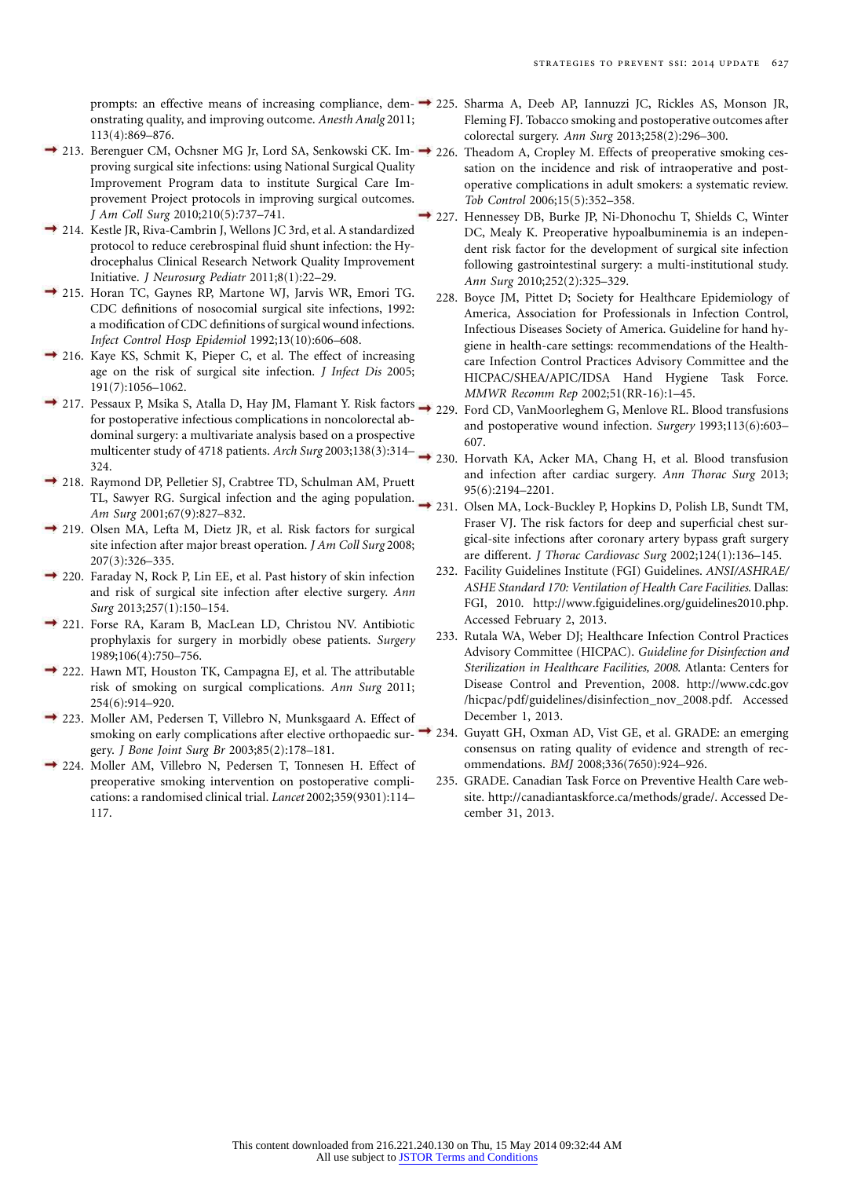prompts: an effective means of increasing compliance, demonstrating quality, and improving outcome. *Anesth Analg* 2011;113(4):869–876.

213. Berenguer CM, Ochsner MG Jr, Lord SA, Senkowski CK. Improving surgical site infections: using National Surgical Quality Improvement Program data to institute Surgical Care Improvement Project protocols in improving surgical outcomes. *J Am Coll Surg* 2010;210(5):737–741.
214. Kestle JR, Riva-Cambrin J, Wellons JC 3rd, et al. A standardized protocol to reduce cerebrospinal fluid shunt infection: the Hydrocephalus Clinical Research Network Quality Improvement Initiative. *J Neurosurg Pediatr* 2011;8(1):22–29.
215. Horan TC, Gaynes RP, Martone WJ, Jarvis WR, Emori TG. CDC definitions of nosocomial surgical site infections, 1992: a modification of CDC definitions of surgical wound infections. *Infect Control Hosp Epidemiol* 1992;13(10):606–608.
216. Kaye KS, Schmit K, Pieper C, et al. The effect of increasing age on the risk of surgical site infection. *J Infect Dis* 2005;191(7):1056–1062.
217. Pessaux P, Msika S, Atalla D, Hay JM, Flamant Y. Risk factors for postoperative infectious complications in noncolorectal abdominal surgery: a multivariate analysis based on a prospective multicenter study of 4718 patients. *Arch Surg* 2003;138(3):314–324.
218. Raymond DP, Pelletier SJ, Crabtree TD, Schulman AM, Pruett TL, Sawyer RG. Surgical infection and the aging population. *Am Surg* 2001;67(9):827–832.
219. Olsen MA, Lefta M, Dietz JR, et al. Risk factors for surgical site infection after major breast operation. *J Am Coll Surg* 2008;207(3):326–335.
220. Faraday N, Rock P, Lin EE, et al. Past history of skin infection and risk of surgical site infection after elective surgery. *Ann Surg* 2013;257(1):150–154.
221. Forse RA, Karam B, MacLean LD, Christou NV. Antibiotic prophylaxis for surgery in morbidly obese patients. *Surgery* 1989;106(4):750–756.
222. Hawn MT, Houston TK, Campagna EJ, et al. The attributable risk of smoking on surgical complications. *Ann Surg* 2011;254(6):914–920.
223. Moller AM, Pedersen T, Villebro N, Munksgaard A. Effect of smoking on early complications after elective orthopaedic surgery. *J Bone Joint Surg Br* 2003;85(2):178–181.
224. Moller AM, Villebro N, Pedersen T, Tonnesen H. Effect of preoperative smoking intervention on postoperative complications: a randomised clinical trial. *Lancet* 2002;359(9301):114–117.
225. Sharma A, Deeb AP, Iannuzzi JC, Rickles AS, Monson JR, Fleming FJ. Tobacco smoking and postoperative outcomes after colorectal surgery. *Ann Surg* 2013;258(2):296–300.
226. Theadom A, Cropley M. Effects of preoperative smoking cessation on the incidence and risk of intraoperative and postoperative complications in adult smokers: a systematic review. *Tob Control* 2006;15(5):352–358.
227. Hennessey DB, Burke JP, Ni-Dhonochu T, Shields C, Winter DC, Mealy K. Preoperative hypoalbuminemia is an independent risk factor for the development of surgical site infection following gastrointestinal surgery: a multi-institutional study. *Ann Surg* 2010;252(2):325–329.
228. Boyce JM, Pittet D; Society for Healthcare Epidemiology of America, Association for Professionals in Infection Control, Infectious Diseases Society of America. Guideline for hand hygiene in health-care settings: recommendations of the Healthcare Infection Control Practices Advisory Committee and the HICPAC/SHEA/APIC/IDSA Hand Hygiene Task Force. *MMWR Recomm Rep* 2002;51(RR-16):1–45.
229. Ford CD, VanMoorleghem G, Menlove RL. Blood transfusions and postoperative wound infection. *Surgery* 1993;113(6):603–607.
230. Horvath KA, Acker MA, Chang H, et al. Blood transfusion and infection after cardiac surgery. *Ann Thorac Surg* 2013;95(6):2194–2201.
231. Olsen MA, Lock-Buckley P, Hopkins D, Polish LB, Sundt TM, Fraser VJ. The risk factors for deep and superficial chest surgical-site infections after coronary artery bypass graft surgery are different. *J Thorac Cardiovasc Surg* 2002;124(1):136–145.
232. Facility Guidelines Institute (FGI) Guidelines. *ANSI/ASHRAE/ASHE Standard 170: Ventilation of Health Care Facilities.* Dallas: FGI, 2010. http://www.fgiguidelines.org/guidelines2010.php. Accessed February 2, 2013.
233. Rutala WA, Weber DJ; Healthcare Infection Control Practices Advisory Committee (HICPAC). *Guideline for Disinfection and Sterilization in Healthcare Facilities, 2008.* Atlanta: Centers for Disease Control and Prevention, 2008. http://www.cdc.gov/hicpac/pdf/guidelines/disinfection_nov_2008.pdf. Accessed December 1, 2013.
234. Guyatt GH, Oxman AD, Vist GE, et al. GRADE: an emerging consensus on rating quality of evidence and strength of recommendations. *BMJ* 2008;336(7650):924–926.
235. GRADE. Canadian Task Force on Preventive Health Care website. http://canadiantaskforce.ca/methods/grade/. Accessed December 31, 2013.